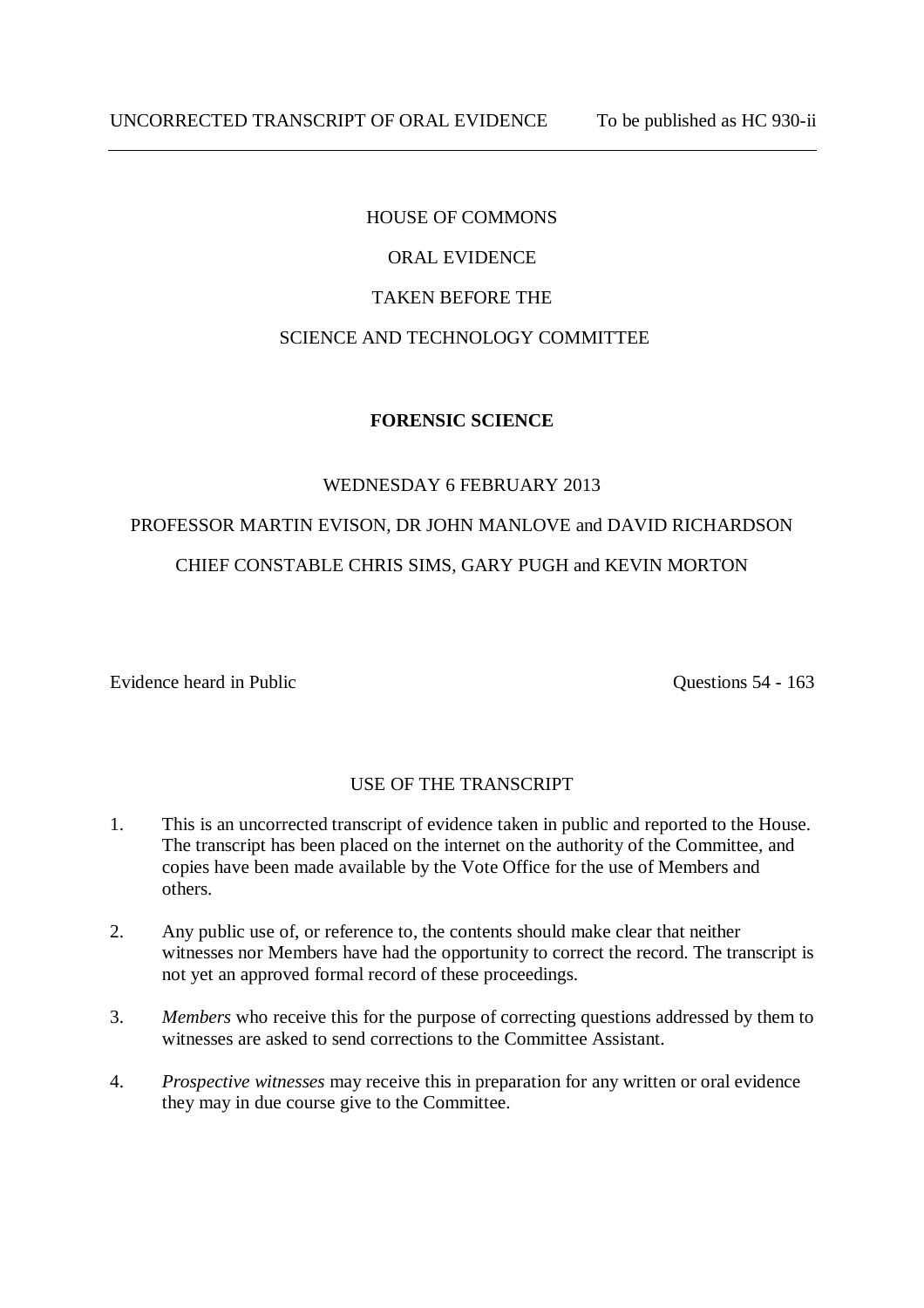UNCORRECTED TRANSCRIPT OF ORAL EVIDENCE To be published as HC 930-ii

---

HOUSE OF COMMONS

ORAL EVIDENCE

TAKEN BEFORE THE

SCIENCE AND TECHNOLOGY COMMITTEE

**FORENSIC SCIENCE**

WEDNESDAY 6 FEBRUARY 2013

PROFESSOR MARTIN EVISON, DR JOHN MANLOVE and DAVID RICHARDSON

CHIEF CONSTABLE CHRIS SIMS, GARY PUGH and KEVIN MORTON

Evidence heard in Public Questions 54 - 163

USE OF THE TRANSCRIPT

1. This is an uncorrected transcript of evidence taken in public and reported to the House. The transcript has been placed on the internet on the authority of the Committee, and copies have been made available by the Vote Office for the use of Members and others.

2. Any public use of, or reference to, the contents should make clear that neither witnesses nor Members have had the opportunity to correct the record. The transcript is not yet an approved formal record of these proceedings.

3. *Members* who receive this for the purpose of correcting questions addressed by them to witnesses are asked to send corrections to the Committee Assistant.

4. *Prospective witnesses* may receive this in preparation for any written or oral evidence they may in due course give to the Committee.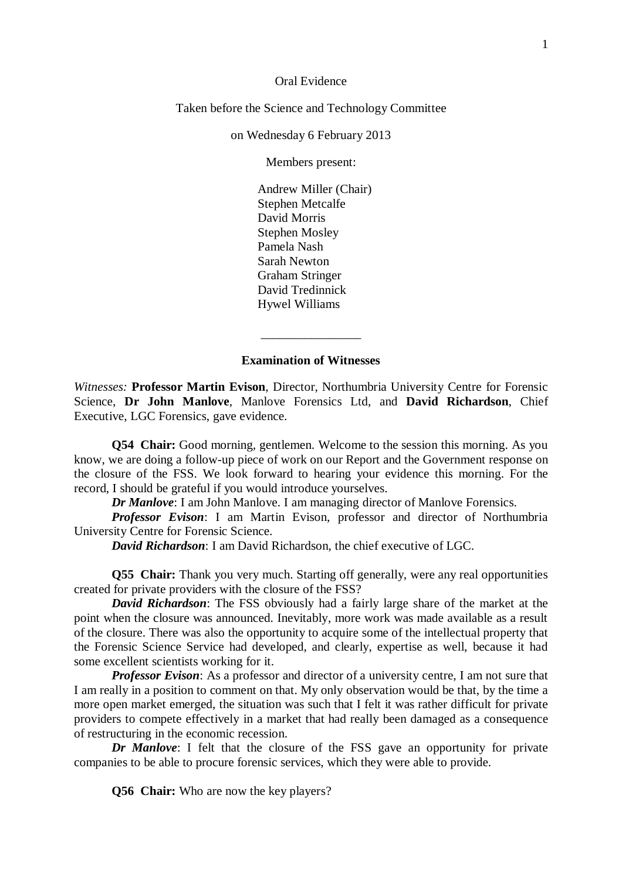Oral Evidence

Taken before the Science and Technology Committee

on Wednesday 6 February 2013

Members present:

Andrew Miller (Chair)
Stephen Metcalfe
David Morris
Stephen Mosley
Pamela Nash
Sarah Newton
Graham Stringer
David Tredinnick
Hywel Williams

________________

**Examination of Witnesses**

*Witnesses:* **Professor Martin Evison**, Director, Northumbria University Centre for Forensic Science, **Dr John Manlove**, Manlove Forensics Ltd, and **David Richardson**, Chief Executive, LGC Forensics, gave evidence.

**Q54 Chair:** Good morning, gentlemen. Welcome to the session this morning. As you know, we are doing a follow-up piece of work on our Report and the Government response on the closure of the FSS. We look forward to hearing your evidence this morning. For the record, I should be grateful if you would introduce yourselves.

***Dr Manlove***: I am John Manlove. I am managing director of Manlove Forensics.

***Professor Evison***: I am Martin Evison, professor and director of Northumbria University Centre for Forensic Science.

***David Richardson***: I am David Richardson, the chief executive of LGC.

**Q55 Chair:** Thank you very much. Starting off generally, were any real opportunities created for private providers with the closure of the FSS?

***David Richardson***: The FSS obviously had a fairly large share of the market at the point when the closure was announced. Inevitably, more work was made available as a result of the closure. There was also the opportunity to acquire some of the intellectual property that the Forensic Science Service had developed, and clearly, expertise as well, because it had some excellent scientists working for it.

***Professor Evison***: As a professor and director of a university centre, I am not sure that I am really in a position to comment on that. My only observation would be that, by the time a more open market emerged, the situation was such that I felt it was rather difficult for private providers to compete effectively in a market that had really been damaged as a consequence of restructuring in the economic recession.

***Dr Manlove***: I felt that the closure of the FSS gave an opportunity for private companies to be able to procure forensic services, which they were able to provide.

**Q56 Chair:** Who are now the key players?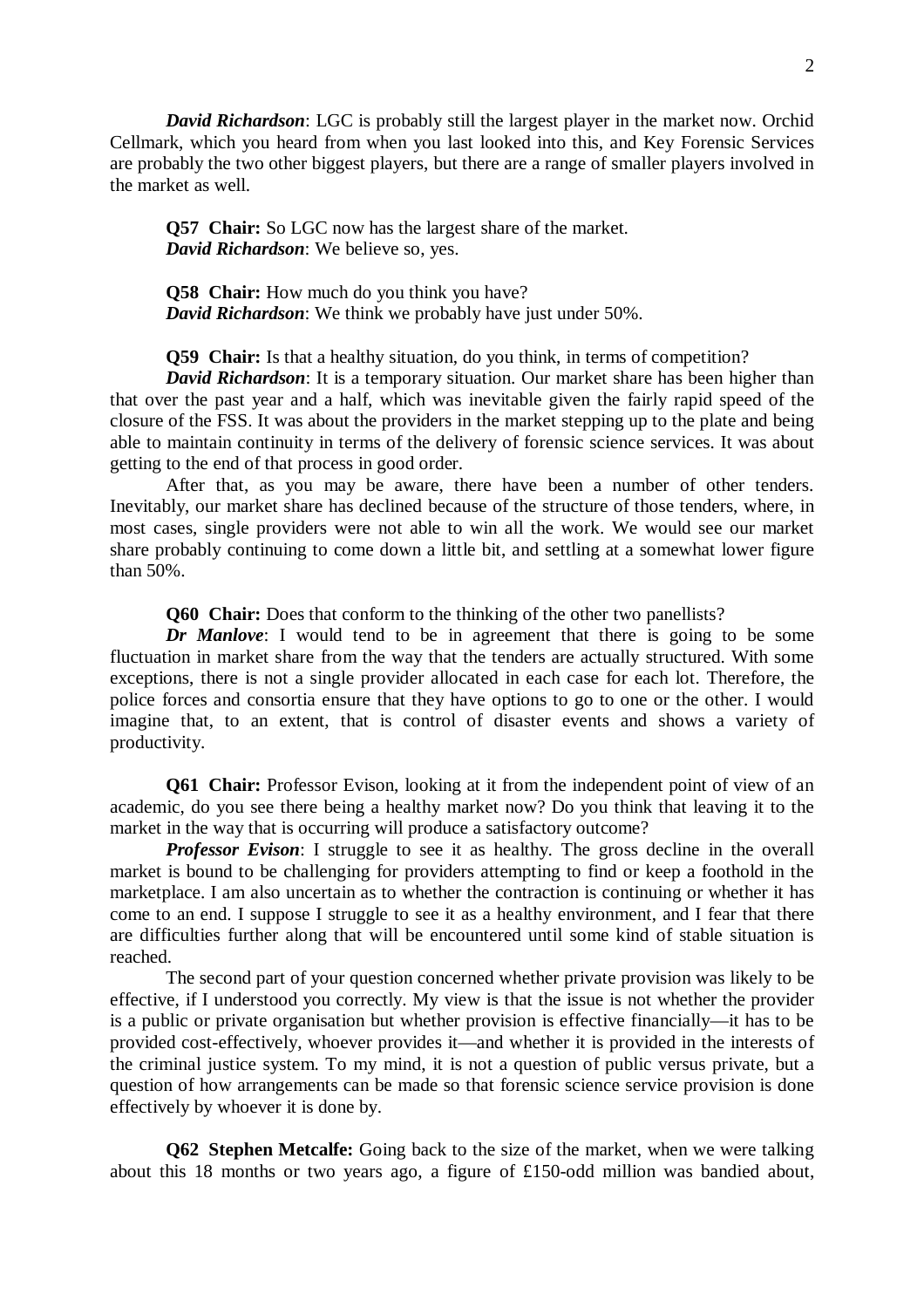***David Richardson***: LGC is probably still the largest player in the market now. Orchid Cellmark, which you heard from when you last looked into this, and Key Forensic Services are probably the two other biggest players, but there are a range of smaller players involved in the market as well.

**Q57 Chair:** So LGC now has the largest share of the market.
***David Richardson***: We believe so, yes.

**Q58 Chair:** How much do you think you have?
***David Richardson***: We think we probably have just under 50%.

**Q59 Chair:** Is that a healthy situation, do you think, in terms of competition?
***David Richardson***: It is a temporary situation. Our market share has been higher than that over the past year and a half, which was inevitable given the fairly rapid speed of the closure of the FSS. It was about the providers in the market stepping up to the plate and being able to maintain continuity in terms of the delivery of forensic science services. It was about getting to the end of that process in good order.

After that, as you may be aware, there have been a number of other tenders. Inevitably, our market share has declined because of the structure of those tenders, where, in most cases, single providers were not able to win all the work. We would see our market share probably continuing to come down a little bit, and settling at a somewhat lower figure than 50%.

**Q60 Chair:** Does that conform to the thinking of the other two panellists?
***Dr Manlove***: I would tend to be in agreement that there is going to be some fluctuation in market share from the way that the tenders are actually structured. With some exceptions, there is not a single provider allocated in each case for each lot. Therefore, the police forces and consortia ensure that they have options to go to one or the other. I would imagine that, to an extent, that is control of disaster events and shows a variety of productivity.

**Q61 Chair:** Professor Evison, looking at it from the independent point of view of an academic, do you see there being a healthy market now? Do you think that leaving it to the market in the way that is occurring will produce a satisfactory outcome?
***Professor Evison***: I struggle to see it as healthy. The gross decline in the overall market is bound to be challenging for providers attempting to find or keep a foothold in the marketplace. I am also uncertain as to whether the contraction is continuing or whether it has come to an end. I suppose I struggle to see it as a healthy environment, and I fear that there are difficulties further along that will be encountered until some kind of stable situation is reached.

The second part of your question concerned whether private provision was likely to be effective, if I understood you correctly. My view is that the issue is not whether the provider is a public or private organisation but whether provision is effective financially—it has to be provided cost-effectively, whoever provides it—and whether it is provided in the interests of the criminal justice system. To my mind, it is not a question of public versus private, but a question of how arrangements can be made so that forensic science service provision is done effectively by whoever it is done by.

**Q62 Stephen Metcalfe:** Going back to the size of the market, when we were talking about this 18 months or two years ago, a figure of £150-odd million was bandied about,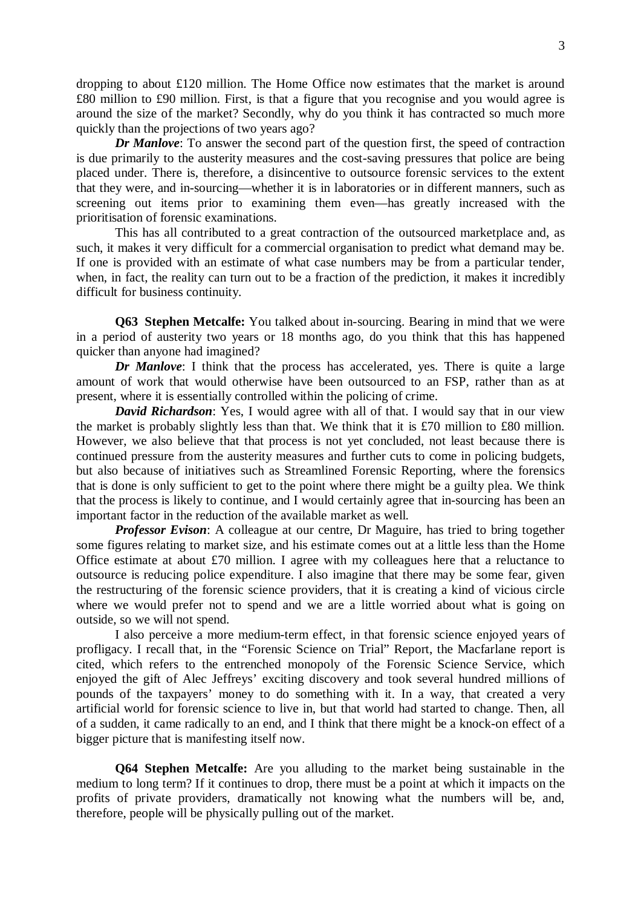dropping to about £120 million. The Home Office now estimates that the market is around £80 million to £90 million. First, is that a figure that you recognise and you would agree is around the size of the market? Secondly, why do you think it has contracted so much more quickly than the projections of two years ago?

***Dr Manlove***: To answer the second part of the question first, the speed of contraction is due primarily to the austerity measures and the cost-saving pressures that police are being placed under. There is, therefore, a disincentive to outsource forensic services to the extent that they were, and in-sourcing—whether it is in laboratories or in different manners, such as screening out items prior to examining them even—has greatly increased with the prioritisation of forensic examinations.

This has all contributed to a great contraction of the outsourced marketplace and, as such, it makes it very difficult for a commercial organisation to predict what demand may be. If one is provided with an estimate of what case numbers may be from a particular tender, when, in fact, the reality can turn out to be a fraction of the prediction, it makes it incredibly difficult for business continuity.

**Q63 Stephen Metcalfe:** You talked about in-sourcing. Bearing in mind that we were in a period of austerity two years or 18 months ago, do you think that this has happened quicker than anyone had imagined?

***Dr Manlove***: I think that the process has accelerated, yes. There is quite a large amount of work that would otherwise have been outsourced to an FSP, rather than as at present, where it is essentially controlled within the policing of crime.

***David Richardson***: Yes, I would agree with all of that. I would say that in our view the market is probably slightly less than that. We think that it is £70 million to £80 million. However, we also believe that that process is not yet concluded, not least because there is continued pressure from the austerity measures and further cuts to come in policing budgets, but also because of initiatives such as Streamlined Forensic Reporting, where the forensics that is done is only sufficient to get to the point where there might be a guilty plea. We think that the process is likely to continue, and I would certainly agree that in-sourcing has been an important factor in the reduction of the available market as well.

***Professor Evison***: A colleague at our centre, Dr Maguire, has tried to bring together some figures relating to market size, and his estimate comes out at a little less than the Home Office estimate at about £70 million. I agree with my colleagues here that a reluctance to outsource is reducing police expenditure. I also imagine that there may be some fear, given the restructuring of the forensic science providers, that it is creating a kind of vicious circle where we would prefer not to spend and we are a little worried about what is going on outside, so we will not spend.

I also perceive a more medium-term effect, in that forensic science enjoyed years of profligacy. I recall that, in the "Forensic Science on Trial" Report, the Macfarlane report is cited, which refers to the entrenched monopoly of the Forensic Science Service, which enjoyed the gift of Alec Jeffreys' exciting discovery and took several hundred millions of pounds of the taxpayers' money to do something with it. In a way, that created a very artificial world for forensic science to live in, but that world had started to change. Then, all of a sudden, it came radically to an end, and I think that there might be a knock-on effect of a bigger picture that is manifesting itself now.

**Q64 Stephen Metcalfe:** Are you alluding to the market being sustainable in the medium to long term? If it continues to drop, there must be a point at which it impacts on the profits of private providers, dramatically not knowing what the numbers will be, and, therefore, people will be physically pulling out of the market.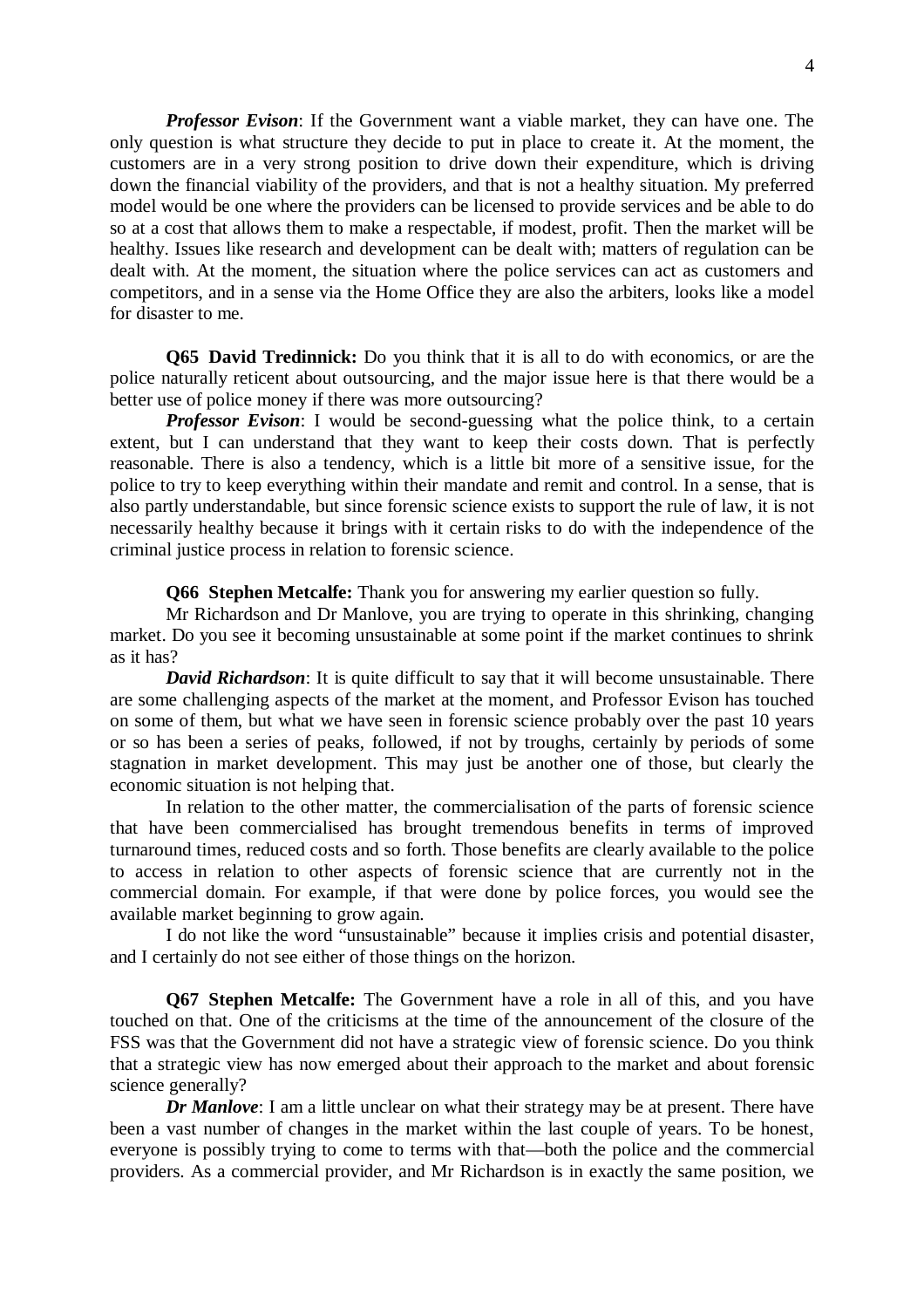***Professor Evison***: If the Government want a viable market, they can have one. The only question is what structure they decide to put in place to create it. At the moment, the customers are in a very strong position to drive down their expenditure, which is driving down the financial viability of the providers, and that is not a healthy situation. My preferred model would be one where the providers can be licensed to provide services and be able to do so at a cost that allows them to make a respectable, if modest, profit. Then the market will be healthy. Issues like research and development can be dealt with; matters of regulation can be dealt with. At the moment, the situation where the police services can act as customers and competitors, and in a sense via the Home Office they are also the arbiters, looks like a model for disaster to me.

**Q65 David Tredinnick:** Do you think that it is all to do with economics, or are the police naturally reticent about outsourcing, and the major issue here is that there would be a better use of police money if there was more outsourcing?

***Professor Evison***: I would be second-guessing what the police think, to a certain extent, but I can understand that they want to keep their costs down. That is perfectly reasonable. There is also a tendency, which is a little bit more of a sensitive issue, for the police to try to keep everything within their mandate and remit and control. In a sense, that is also partly understandable, but since forensic science exists to support the rule of law, it is not necessarily healthy because it brings with it certain risks to do with the independence of the criminal justice process in relation to forensic science.

**Q66 Stephen Metcalfe:** Thank you for answering my earlier question so fully.

Mr Richardson and Dr Manlove, you are trying to operate in this shrinking, changing market. Do you see it becoming unsustainable at some point if the market continues to shrink as it has?

***David Richardson***: It is quite difficult to say that it will become unsustainable. There are some challenging aspects of the market at the moment, and Professor Evison has touched on some of them, but what we have seen in forensic science probably over the past 10 years or so has been a series of peaks, followed, if not by troughs, certainly by periods of some stagnation in market development. This may just be another one of those, but clearly the economic situation is not helping that.

In relation to the other matter, the commercialisation of the parts of forensic science that have been commercialised has brought tremendous benefits in terms of improved turnaround times, reduced costs and so forth. Those benefits are clearly available to the police to access in relation to other aspects of forensic science that are currently not in the commercial domain. For example, if that were done by police forces, you would see the available market beginning to grow again.

I do not like the word "unsustainable" because it implies crisis and potential disaster, and I certainly do not see either of those things on the horizon.

**Q67 Stephen Metcalfe:** The Government have a role in all of this, and you have touched on that. One of the criticisms at the time of the announcement of the closure of the FSS was that the Government did not have a strategic view of forensic science. Do you think that a strategic view has now emerged about their approach to the market and about forensic science generally?

***Dr Manlove***: I am a little unclear on what their strategy may be at present. There have been a vast number of changes in the market within the last couple of years. To be honest, everyone is possibly trying to come to terms with that—both the police and the commercial providers. As a commercial provider, and Mr Richardson is in exactly the same position, we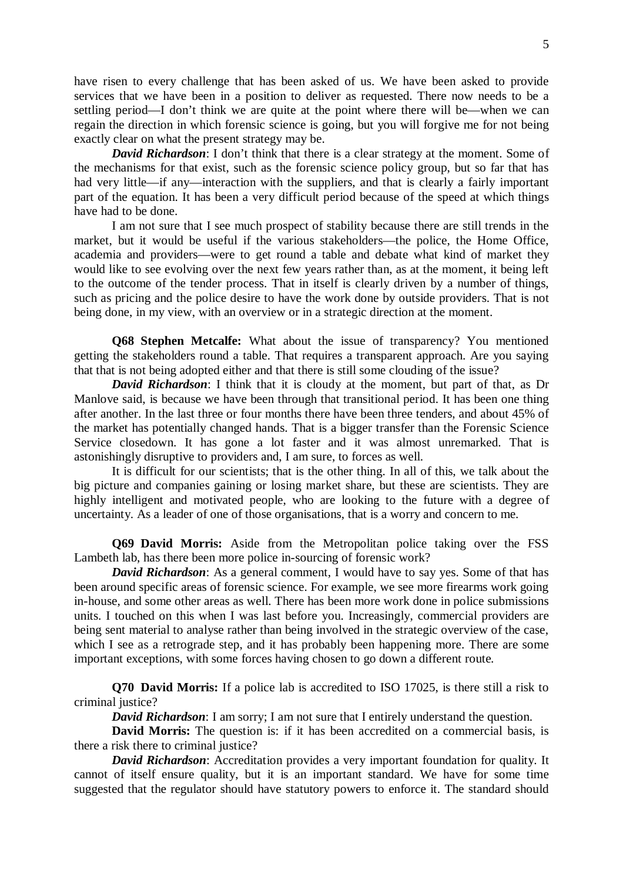have risen to every challenge that has been asked of us. We have been asked to provide services that we have been in a position to deliver as requested. There now needs to be a settling period—I don't think we are quite at the point where there will be—when we can regain the direction in which forensic science is going, but you will forgive me for not being exactly clear on what the present strategy may be.

***David Richardson***: I don't think that there is a clear strategy at the moment. Some of the mechanisms for that exist, such as the forensic science policy group, but so far that has had very little—if any—interaction with the suppliers, and that is clearly a fairly important part of the equation. It has been a very difficult period because of the speed at which things have had to be done.

I am not sure that I see much prospect of stability because there are still trends in the market, but it would be useful if the various stakeholders—the police, the Home Office, academia and providers—were to get round a table and debate what kind of market they would like to see evolving over the next few years rather than, as at the moment, it being left to the outcome of the tender process. That in itself is clearly driven by a number of things, such as pricing and the police desire to have the work done by outside providers. That is not being done, in my view, with an overview or in a strategic direction at the moment.

**Q68 Stephen Metcalfe:** What about the issue of transparency? You mentioned getting the stakeholders round a table. That requires a transparent approach. Are you saying that that is not being adopted either and that there is still some clouding of the issue?

***David Richardson***: I think that it is cloudy at the moment, but part of that, as Dr Manlove said, is because we have been through that transitional period. It has been one thing after another. In the last three or four months there have been three tenders, and about 45% of the market has potentially changed hands. That is a bigger transfer than the Forensic Science Service closedown. It has gone a lot faster and it was almost unremarked. That is astonishingly disruptive to providers and, I am sure, to forces as well.

It is difficult for our scientists; that is the other thing. In all of this, we talk about the big picture and companies gaining or losing market share, but these are scientists. They are highly intelligent and motivated people, who are looking to the future with a degree of uncertainty. As a leader of one of those organisations, that is a worry and concern to me.

**Q69 David Morris:** Aside from the Metropolitan police taking over the FSS Lambeth lab, has there been more police in-sourcing of forensic work?

***David Richardson***: As a general comment, I would have to say yes. Some of that has been around specific areas of forensic science. For example, we see more firearms work going in-house, and some other areas as well. There has been more work done in police submissions units. I touched on this when I was last before you. Increasingly, commercial providers are being sent material to analyse rather than being involved in the strategic overview of the case, which I see as a retrograde step, and it has probably been happening more. There are some important exceptions, with some forces having chosen to go down a different route.

**Q70 David Morris:** If a police lab is accredited to ISO 17025, is there still a risk to criminal justice?

***David Richardson***: I am sorry; I am not sure that I entirely understand the question.

**David Morris:** The question is: if it has been accredited on a commercial basis, is there a risk there to criminal justice?

***David Richardson***: Accreditation provides a very important foundation for quality. It cannot of itself ensure quality, but it is an important standard. We have for some time suggested that the regulator should have statutory powers to enforce it. The standard should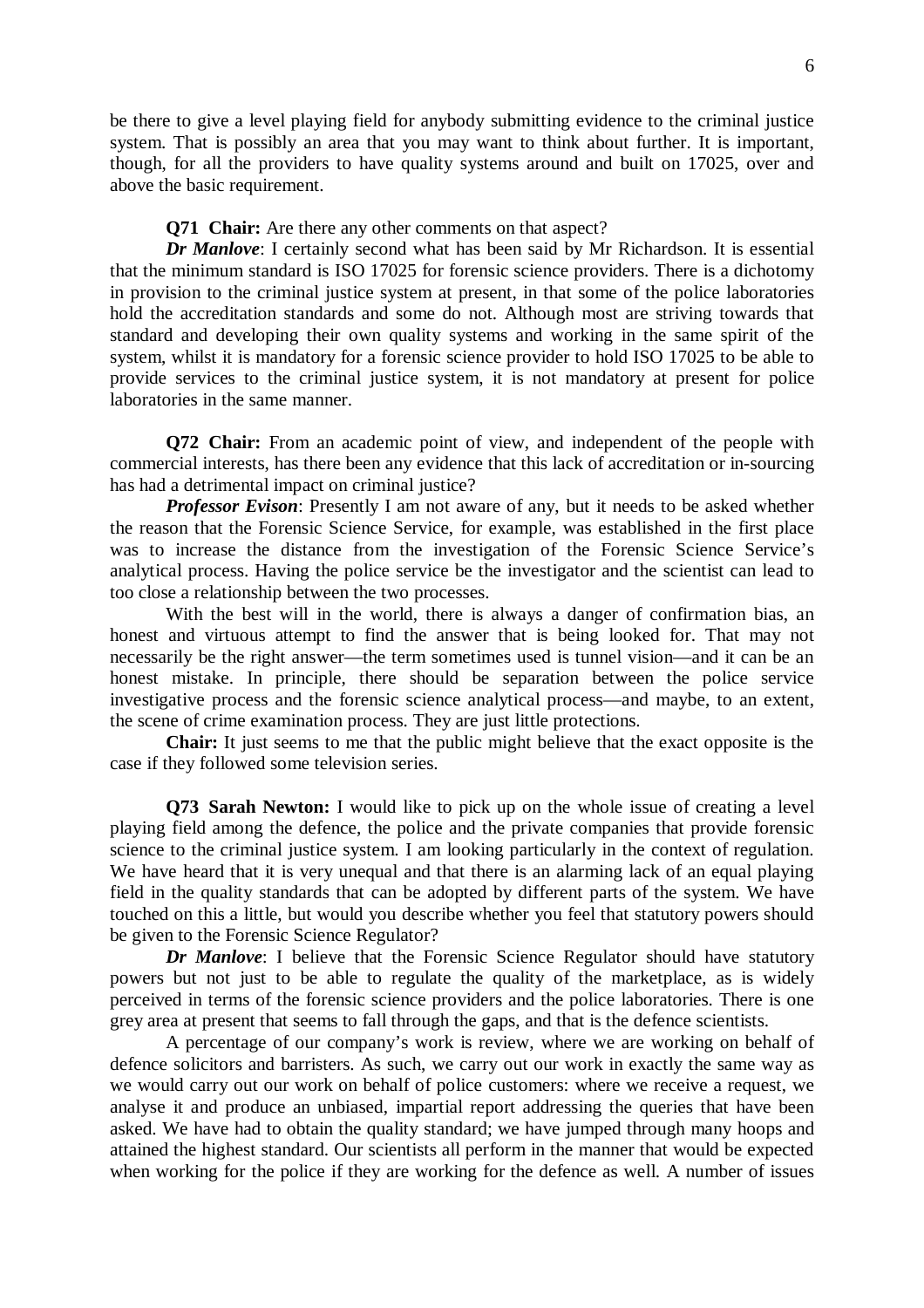be there to give a level playing field for anybody submitting evidence to the criminal justice system. That is possibly an area that you may want to think about further. It is important, though, for all the providers to have quality systems around and built on 17025, over and above the basic requirement.

**Q71 Chair:** Are there any other comments on that aspect?

***Dr Manlove***: I certainly second what has been said by Mr Richardson. It is essential that the minimum standard is ISO 17025 for forensic science providers. There is a dichotomy in provision to the criminal justice system at present, in that some of the police laboratories hold the accreditation standards and some do not. Although most are striving towards that standard and developing their own quality systems and working in the same spirit of the system, whilst it is mandatory for a forensic science provider to hold ISO 17025 to be able to provide services to the criminal justice system, it is not mandatory at present for police laboratories in the same manner.

**Q72 Chair:** From an academic point of view, and independent of the people with commercial interests, has there been any evidence that this lack of accreditation or in-sourcing has had a detrimental impact on criminal justice?

***Professor Evison***: Presently I am not aware of any, but it needs to be asked whether the reason that the Forensic Science Service, for example, was established in the first place was to increase the distance from the investigation of the Forensic Science Service's analytical process. Having the police service be the investigator and the scientist can lead to too close a relationship between the two processes.

With the best will in the world, there is always a danger of confirmation bias, an honest and virtuous attempt to find the answer that is being looked for. That may not necessarily be the right answer—the term sometimes used is tunnel vision—and it can be an honest mistake. In principle, there should be separation between the police service investigative process and the forensic science analytical process—and maybe, to an extent, the scene of crime examination process. They are just little protections.

**Chair:** It just seems to me that the public might believe that the exact opposite is the case if they followed some television series.

**Q73 Sarah Newton:** I would like to pick up on the whole issue of creating a level playing field among the defence, the police and the private companies that provide forensic science to the criminal justice system. I am looking particularly in the context of regulation. We have heard that it is very unequal and that there is an alarming lack of an equal playing field in the quality standards that can be adopted by different parts of the system. We have touched on this a little, but would you describe whether you feel that statutory powers should be given to the Forensic Science Regulator?

***Dr Manlove***: I believe that the Forensic Science Regulator should have statutory powers but not just to be able to regulate the quality of the marketplace, as is widely perceived in terms of the forensic science providers and the police laboratories. There is one grey area at present that seems to fall through the gaps, and that is the defence scientists.

A percentage of our company's work is review, where we are working on behalf of defence solicitors and barristers. As such, we carry out our work in exactly the same way as we would carry out our work on behalf of police customers: where we receive a request, we analyse it and produce an unbiased, impartial report addressing the queries that have been asked. We have had to obtain the quality standard; we have jumped through many hoops and attained the highest standard. Our scientists all perform in the manner that would be expected when working for the police if they are working for the defence as well. A number of issues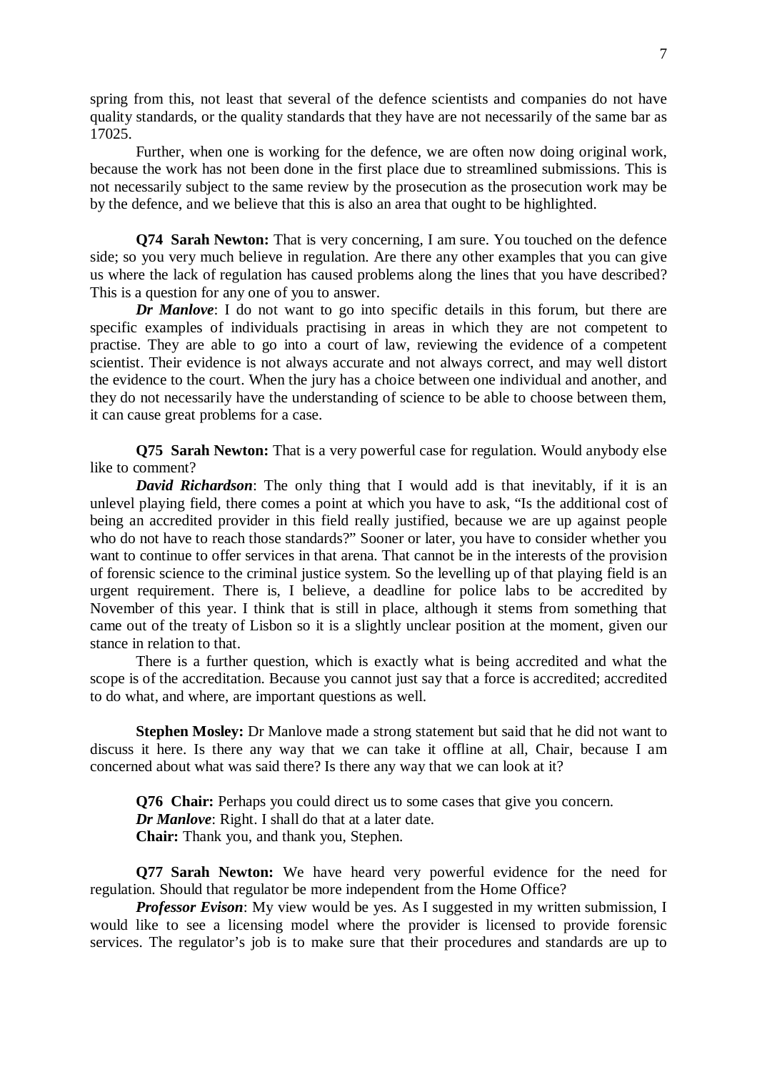spring from this, not least that several of the defence scientists and companies do not have quality standards, or the quality standards that they have are not necessarily of the same bar as 17025.

Further, when one is working for the defence, we are often now doing original work, because the work has not been done in the first place due to streamlined submissions. This is not necessarily subject to the same review by the prosecution as the prosecution work may be by the defence, and we believe that this is also an area that ought to be highlighted.

**Q74 Sarah Newton:** That is very concerning, I am sure. You touched on the defence side; so you very much believe in regulation. Are there any other examples that you can give us where the lack of regulation has caused problems along the lines that you have described? This is a question for any one of you to answer.

***Dr Manlove***: I do not want to go into specific details in this forum, but there are specific examples of individuals practising in areas in which they are not competent to practise. They are able to go into a court of law, reviewing the evidence of a competent scientist. Their evidence is not always accurate and not always correct, and may well distort the evidence to the court. When the jury has a choice between one individual and another, and they do not necessarily have the understanding of science to be able to choose between them, it can cause great problems for a case.

**Q75 Sarah Newton:** That is a very powerful case for regulation. Would anybody else like to comment?

***David Richardson***: The only thing that I would add is that inevitably, if it is an unlevel playing field, there comes a point at which you have to ask, "Is the additional cost of being an accredited provider in this field really justified, because we are up against people who do not have to reach those standards?" Sooner or later, you have to consider whether you want to continue to offer services in that arena. That cannot be in the interests of the provision of forensic science to the criminal justice system. So the levelling up of that playing field is an urgent requirement. There is, I believe, a deadline for police labs to be accredited by November of this year. I think that is still in place, although it stems from something that came out of the treaty of Lisbon so it is a slightly unclear position at the moment, given our stance in relation to that.

There is a further question, which is exactly what is being accredited and what the scope is of the accreditation. Because you cannot just say that a force is accredited; accredited to do what, and where, are important questions as well.

**Stephen Mosley:** Dr Manlove made a strong statement but said that he did not want to discuss it here. Is there any way that we can take it offline at all, Chair, because I am concerned about what was said there? Is there any way that we can look at it?

**Q76 Chair:** Perhaps you could direct us to some cases that give you concern.
***Dr Manlove***: Right. I shall do that at a later date.
**Chair:** Thank you, and thank you, Stephen.

**Q77 Sarah Newton:** We have heard very powerful evidence for the need for regulation. Should that regulator be more independent from the Home Office?

***Professor Evison***: My view would be yes. As I suggested in my written submission, I would like to see a licensing model where the provider is licensed to provide forensic services. The regulator's job is to make sure that their procedures and standards are up to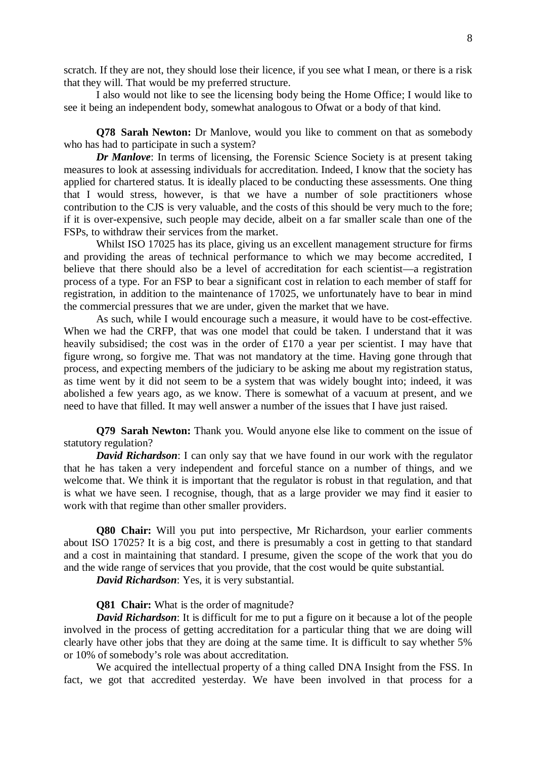scratch. If they are not, they should lose their licence, if you see what I mean, or there is a risk that they will. That would be my preferred structure.

I also would not like to see the licensing body being the Home Office; I would like to see it being an independent body, somewhat analogous to Ofwat or a body of that kind.

**Q78 Sarah Newton:** Dr Manlove, would you like to comment on that as somebody who has had to participate in such a system?

***Dr Manlove***: In terms of licensing, the Forensic Science Society is at present taking measures to look at assessing individuals for accreditation. Indeed, I know that the society has applied for chartered status. It is ideally placed to be conducting these assessments. One thing that I would stress, however, is that we have a number of sole practitioners whose contribution to the CJS is very valuable, and the costs of this should be very much to the fore; if it is over-expensive, such people may decide, albeit on a far smaller scale than one of the FSPs, to withdraw their services from the market.

Whilst ISO 17025 has its place, giving us an excellent management structure for firms and providing the areas of technical performance to which we may become accredited, I believe that there should also be a level of accreditation for each scientist—a registration process of a type. For an FSP to bear a significant cost in relation to each member of staff for registration, in addition to the maintenance of 17025, we unfortunately have to bear in mind the commercial pressures that we are under, given the market that we have.

As such, while I would encourage such a measure, it would have to be cost-effective. When we had the CRFP, that was one model that could be taken. I understand that it was heavily subsidised; the cost was in the order of £170 a year per scientist. I may have that figure wrong, so forgive me. That was not mandatory at the time. Having gone through that process, and expecting members of the judiciary to be asking me about my registration status, as time went by it did not seem to be a system that was widely bought into; indeed, it was abolished a few years ago, as we know. There is somewhat of a vacuum at present, and we need to have that filled. It may well answer a number of the issues that I have just raised.

**Q79 Sarah Newton:** Thank you. Would anyone else like to comment on the issue of statutory regulation?

***David Richardson***: I can only say that we have found in our work with the regulator that he has taken a very independent and forceful stance on a number of things, and we welcome that. We think it is important that the regulator is robust in that regulation, and that is what we have seen. I recognise, though, that as a large provider we may find it easier to work with that regime than other smaller providers.

**Q80 Chair:** Will you put into perspective, Mr Richardson, your earlier comments about ISO 17025? It is a big cost, and there is presumably a cost in getting to that standard and a cost in maintaining that standard. I presume, given the scope of the work that you do and the wide range of services that you provide, that the cost would be quite substantial.

***David Richardson***: Yes, it is very substantial.

**Q81 Chair:** What is the order of magnitude?

***David Richardson***: It is difficult for me to put a figure on it because a lot of the people involved in the process of getting accreditation for a particular thing that we are doing will clearly have other jobs that they are doing at the same time. It is difficult to say whether 5% or 10% of somebody's role was about accreditation.

We acquired the intellectual property of a thing called DNA Insight from the FSS. In fact, we got that accredited yesterday. We have been involved in that process for a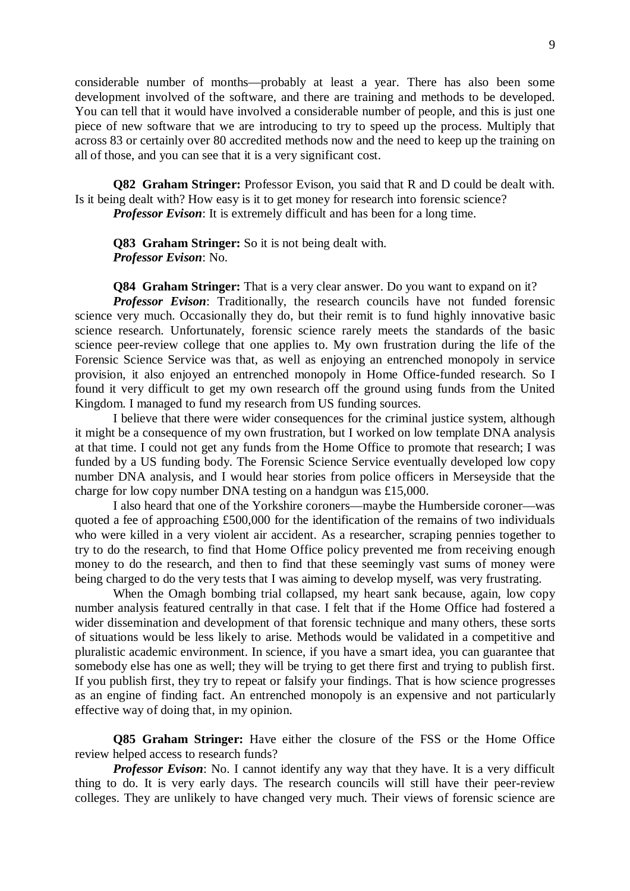considerable number of months—probably at least a year. There has also been some development involved of the software, and there are training and methods to be developed. You can tell that it would have involved a considerable number of people, and this is just one piece of new software that we are introducing to try to speed up the process. Multiply that across 83 or certainly over 80 accredited methods now and the need to keep up the training on all of those, and you can see that it is a very significant cost.

**Q82 Graham Stringer:** Professor Evison, you said that R and D could be dealt with. Is it being dealt with? How easy is it to get money for research into forensic science?

***Professor Evison***: It is extremely difficult and has been for a long time.

**Q83 Graham Stringer:** So it is not being dealt with.

***Professor Evison***: No.

**Q84 Graham Stringer:** That is a very clear answer. Do you want to expand on it?

***Professor Evison***: Traditionally, the research councils have not funded forensic science very much. Occasionally they do, but their remit is to fund highly innovative basic science research. Unfortunately, forensic science rarely meets the standards of the basic science peer-review college that one applies to. My own frustration during the life of the Forensic Science Service was that, as well as enjoying an entrenched monopoly in service provision, it also enjoyed an entrenched monopoly in Home Office-funded research. So I found it very difficult to get my own research off the ground using funds from the United Kingdom. I managed to fund my research from US funding sources.

I believe that there were wider consequences for the criminal justice system, although it might be a consequence of my own frustration, but I worked on low template DNA analysis at that time. I could not get any funds from the Home Office to promote that research; I was funded by a US funding body. The Forensic Science Service eventually developed low copy number DNA analysis, and I would hear stories from police officers in Merseyside that the charge for low copy number DNA testing on a handgun was £15,000.

I also heard that one of the Yorkshire coroners—maybe the Humberside coroner—was quoted a fee of approaching £500,000 for the identification of the remains of two individuals who were killed in a very violent air accident. As a researcher, scraping pennies together to try to do the research, to find that Home Office policy prevented me from receiving enough money to do the research, and then to find that these seemingly vast sums of money were being charged to do the very tests that I was aiming to develop myself, was very frustrating.

When the Omagh bombing trial collapsed, my heart sank because, again, low copy number analysis featured centrally in that case. I felt that if the Home Office had fostered a wider dissemination and development of that forensic technique and many others, these sorts of situations would be less likely to arise. Methods would be validated in a competitive and pluralistic academic environment. In science, if you have a smart idea, you can guarantee that somebody else has one as well; they will be trying to get there first and trying to publish first. If you publish first, they try to repeat or falsify your findings. That is how science progresses as an engine of finding fact. An entrenched monopoly is an expensive and not particularly effective way of doing that, in my opinion.

**Q85 Graham Stringer:** Have either the closure of the FSS or the Home Office review helped access to research funds?

***Professor Evison***: No. I cannot identify any way that they have. It is a very difficult thing to do. It is very early days. The research councils will still have their peer-review colleges. They are unlikely to have changed very much. Their views of forensic science are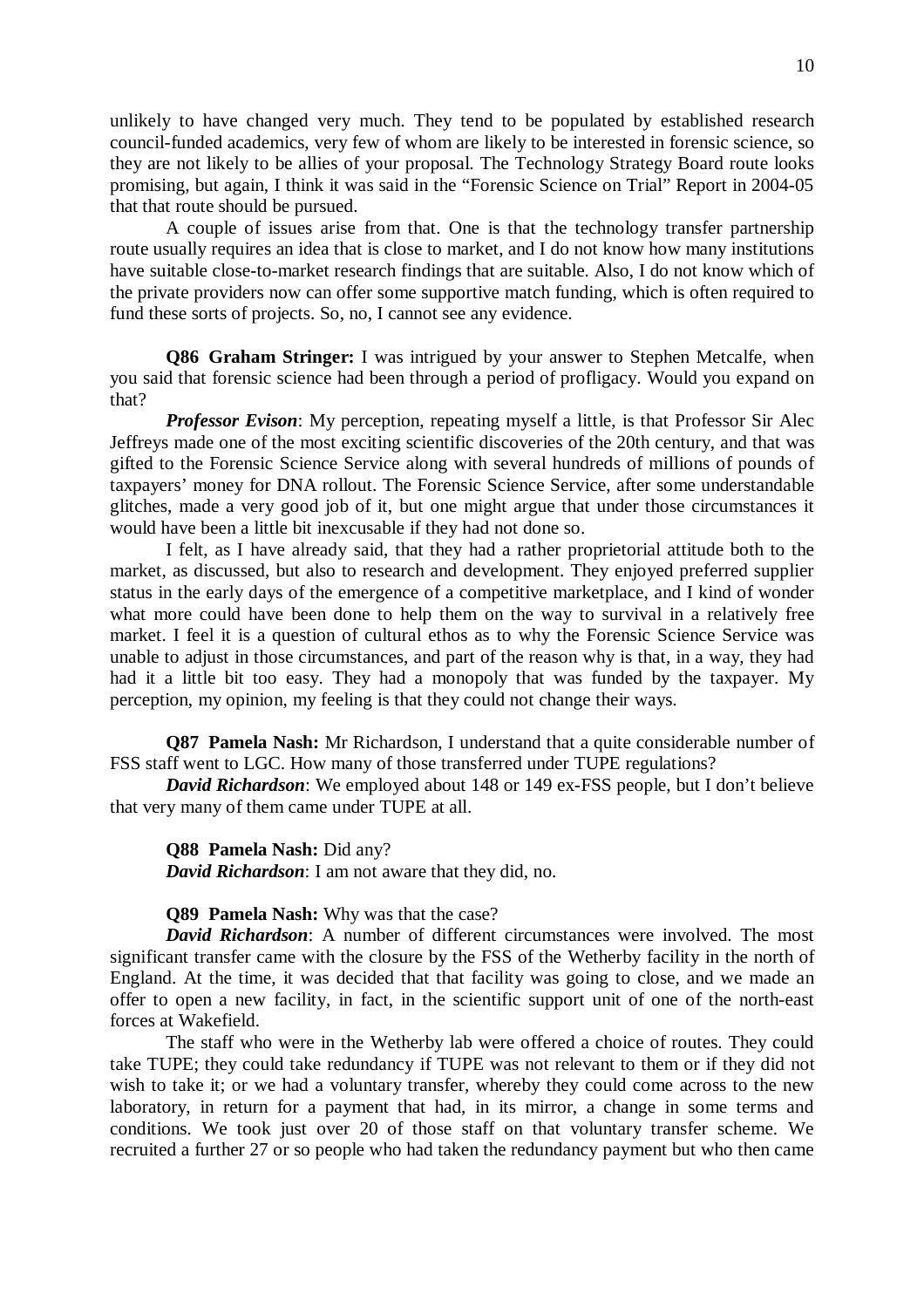unlikely to have changed very much. They tend to be populated by established research council-funded academics, very few of whom are likely to be interested in forensic science, so they are not likely to be allies of your proposal. The Technology Strategy Board route looks promising, but again, I think it was said in the "Forensic Science on Trial" Report in 2004-05 that that route should be pursued.

A couple of issues arise from that. One is that the technology transfer partnership route usually requires an idea that is close to market, and I do not know how many institutions have suitable close-to-market research findings that are suitable. Also, I do not know which of the private providers now can offer some supportive match funding, which is often required to fund these sorts of projects. So, no, I cannot see any evidence.

**Q86 Graham Stringer:** I was intrigued by your answer to Stephen Metcalfe, when you said that forensic science had been through a period of profligacy. Would you expand on that?

***Professor Evison***: My perception, repeating myself a little, is that Professor Sir Alec Jeffreys made one of the most exciting scientific discoveries of the 20th century, and that was gifted to the Forensic Science Service along with several hundreds of millions of pounds of taxpayers' money for DNA rollout. The Forensic Science Service, after some understandable glitches, made a very good job of it, but one might argue that under those circumstances it would have been a little bit inexcusable if they had not done so.

I felt, as I have already said, that they had a rather proprietorial attitude both to the market, as discussed, but also to research and development. They enjoyed preferred supplier status in the early days of the emergence of a competitive marketplace, and I kind of wonder what more could have been done to help them on the way to survival in a relatively free market. I feel it is a question of cultural ethos as to why the Forensic Science Service was unable to adjust in those circumstances, and part of the reason why is that, in a way, they had had it a little bit too easy. They had a monopoly that was funded by the taxpayer. My perception, my opinion, my feeling is that they could not change their ways.

**Q87 Pamela Nash:** Mr Richardson, I understand that a quite considerable number of FSS staff went to LGC. How many of those transferred under TUPE regulations?

***David Richardson***: We employed about 148 or 149 ex-FSS people, but I don't believe that very many of them came under TUPE at all.

**Q88 Pamela Nash:** Did any?

***David Richardson***: I am not aware that they did, no.

**Q89 Pamela Nash:** Why was that the case?

***David Richardson***: A number of different circumstances were involved. The most significant transfer came with the closure by the FSS of the Wetherby facility in the north of England. At the time, it was decided that that facility was going to close, and we made an offer to open a new facility, in fact, in the scientific support unit of one of the north-east forces at Wakefield.

The staff who were in the Wetherby lab were offered a choice of routes. They could take TUPE; they could take redundancy if TUPE was not relevant to them or if they did not wish to take it; or we had a voluntary transfer, whereby they could come across to the new laboratory, in return for a payment that had, in its mirror, a change in some terms and conditions. We took just over 20 of those staff on that voluntary transfer scheme. We recruited a further 27 or so people who had taken the redundancy payment but who then came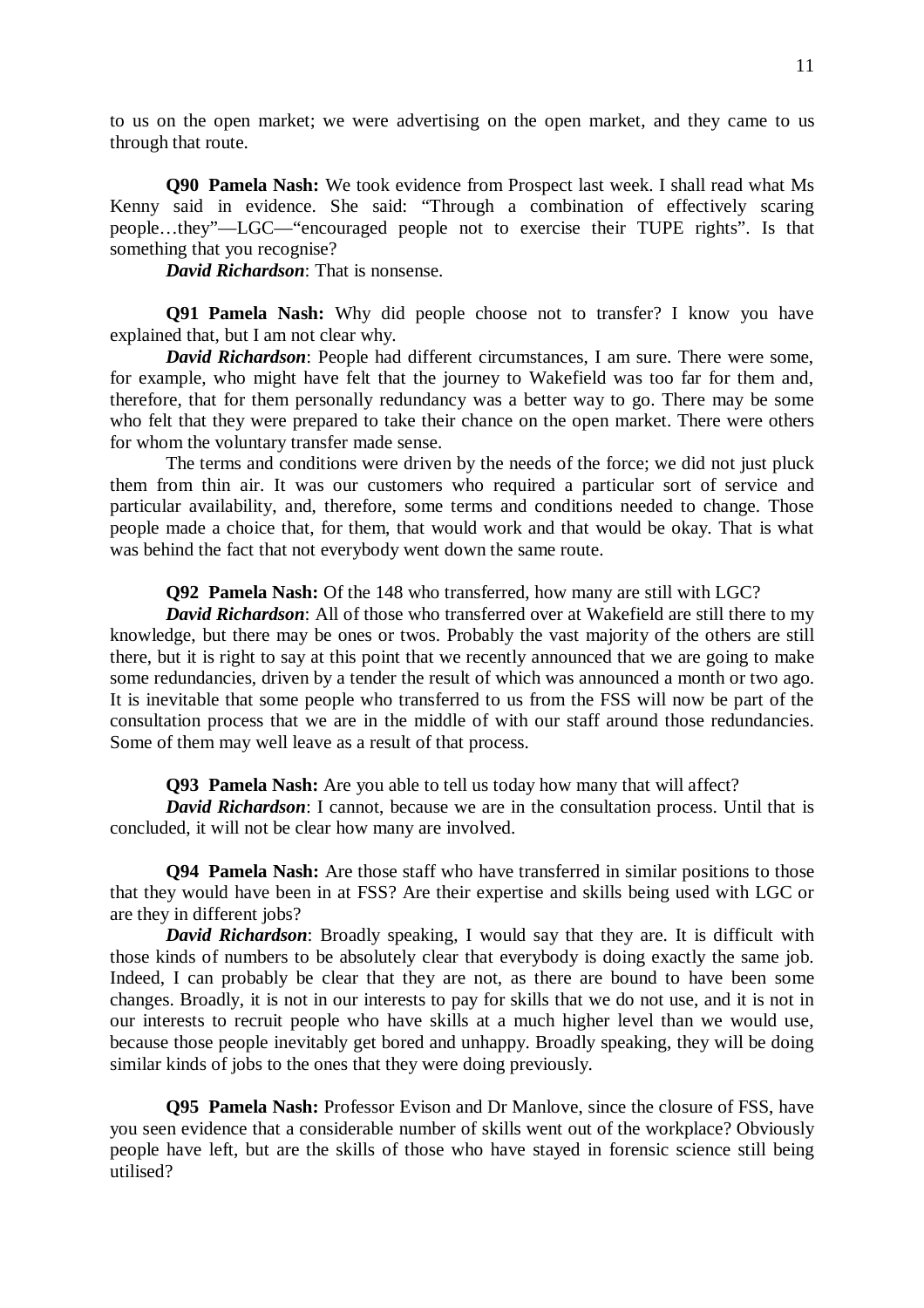to us on the open market; we were advertising on the open market, and they came to us through that route.

**Q90 Pamela Nash:** We took evidence from Prospect last week. I shall read what Ms Kenny said in evidence. She said: "Through a combination of effectively scaring people…they"—LGC—"encouraged people not to exercise their TUPE rights". Is that something that you recognise?

***David Richardson***: That is nonsense.

**Q91 Pamela Nash:** Why did people choose not to transfer? I know you have explained that, but I am not clear why.

***David Richardson***: People had different circumstances, I am sure. There were some, for example, who might have felt that the journey to Wakefield was too far for them and, therefore, that for them personally redundancy was a better way to go. There may be some who felt that they were prepared to take their chance on the open market. There were others for whom the voluntary transfer made sense.

The terms and conditions were driven by the needs of the force; we did not just pluck them from thin air. It was our customers who required a particular sort of service and particular availability, and, therefore, some terms and conditions needed to change. Those people made a choice that, for them, that would work and that would be okay. That is what was behind the fact that not everybody went down the same route.

**Q92 Pamela Nash:** Of the 148 who transferred, how many are still with LGC?

***David Richardson***: All of those who transferred over at Wakefield are still there to my knowledge, but there may be ones or twos. Probably the vast majority of the others are still there, but it is right to say at this point that we recently announced that we are going to make some redundancies, driven by a tender the result of which was announced a month or two ago. It is inevitable that some people who transferred to us from the FSS will now be part of the consultation process that we are in the middle of with our staff around those redundancies. Some of them may well leave as a result of that process.

**Q93 Pamela Nash:** Are you able to tell us today how many that will affect?

***David Richardson***: I cannot, because we are in the consultation process. Until that is concluded, it will not be clear how many are involved.

**Q94 Pamela Nash:** Are those staff who have transferred in similar positions to those that they would have been in at FSS? Are their expertise and skills being used with LGC or are they in different jobs?

***David Richardson***: Broadly speaking, I would say that they are. It is difficult with those kinds of numbers to be absolutely clear that everybody is doing exactly the same job. Indeed, I can probably be clear that they are not, as there are bound to have been some changes. Broadly, it is not in our interests to pay for skills that we do not use, and it is not in our interests to recruit people who have skills at a much higher level than we would use, because those people inevitably get bored and unhappy. Broadly speaking, they will be doing similar kinds of jobs to the ones that they were doing previously.

**Q95 Pamela Nash:** Professor Evison and Dr Manlove, since the closure of FSS, have you seen evidence that a considerable number of skills went out of the workplace? Obviously people have left, but are the skills of those who have stayed in forensic science still being utilised?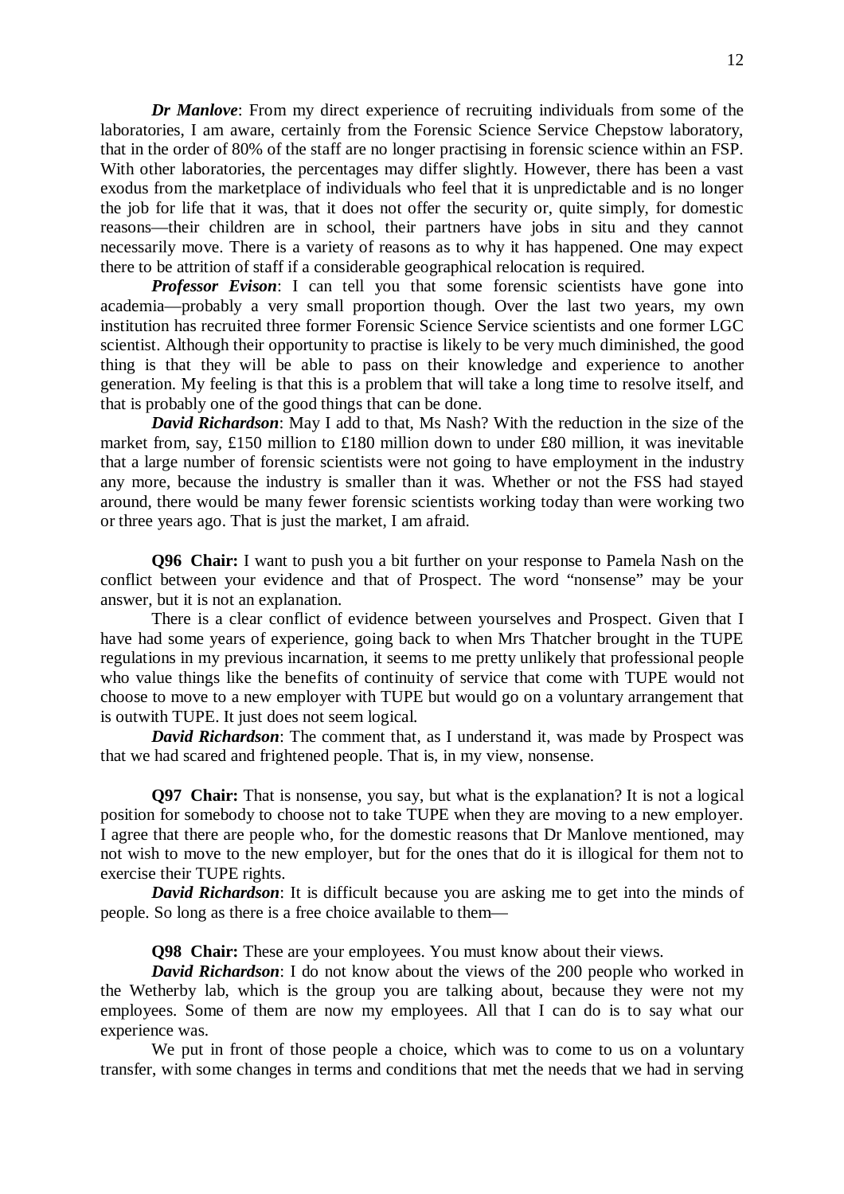***Dr Manlove***: From my direct experience of recruiting individuals from some of the laboratories, I am aware, certainly from the Forensic Science Service Chepstow laboratory, that in the order of 80% of the staff are no longer practising in forensic science within an FSP. With other laboratories, the percentages may differ slightly. However, there has been a vast exodus from the marketplace of individuals who feel that it is unpredictable and is no longer the job for life that it was, that it does not offer the security or, quite simply, for domestic reasons—their children are in school, their partners have jobs in situ and they cannot necessarily move. There is a variety of reasons as to why it has happened. One may expect there to be attrition of staff if a considerable geographical relocation is required.

***Professor Evison***: I can tell you that some forensic scientists have gone into academia—probably a very small proportion though. Over the last two years, my own institution has recruited three former Forensic Science Service scientists and one former LGC scientist. Although their opportunity to practise is likely to be very much diminished, the good thing is that they will be able to pass on their knowledge and experience to another generation. My feeling is that this is a problem that will take a long time to resolve itself, and that is probably one of the good things that can be done.

***David Richardson***: May I add to that, Ms Nash? With the reduction in the size of the market from, say, £150 million to £180 million down to under £80 million, it was inevitable that a large number of forensic scientists were not going to have employment in the industry any more, because the industry is smaller than it was. Whether or not the FSS had stayed around, there would be many fewer forensic scientists working today than were working two or three years ago. That is just the market, I am afraid.

**Q96 Chair:** I want to push you a bit further on your response to Pamela Nash on the conflict between your evidence and that of Prospect. The word "nonsense" may be your answer, but it is not an explanation.

There is a clear conflict of evidence between yourselves and Prospect. Given that I have had some years of experience, going back to when Mrs Thatcher brought in the TUPE regulations in my previous incarnation, it seems to me pretty unlikely that professional people who value things like the benefits of continuity of service that come with TUPE would not choose to move to a new employer with TUPE but would go on a voluntary arrangement that is outwith TUPE. It just does not seem logical.

***David Richardson***: The comment that, as I understand it, was made by Prospect was that we had scared and frightened people. That is, in my view, nonsense.

**Q97 Chair:** That is nonsense, you say, but what is the explanation? It is not a logical position for somebody to choose not to take TUPE when they are moving to a new employer. I agree that there are people who, for the domestic reasons that Dr Manlove mentioned, may not wish to move to the new employer, but for the ones that do it is illogical for them not to exercise their TUPE rights.

***David Richardson***: It is difficult because you are asking me to get into the minds of people. So long as there is a free choice available to them—

**Q98 Chair:** These are your employees. You must know about their views.

***David Richardson***: I do not know about the views of the 200 people who worked in the Wetherby lab, which is the group you are talking about, because they were not my employees. Some of them are now my employees. All that I can do is to say what our experience was.

We put in front of those people a choice, which was to come to us on a voluntary transfer, with some changes in terms and conditions that met the needs that we had in serving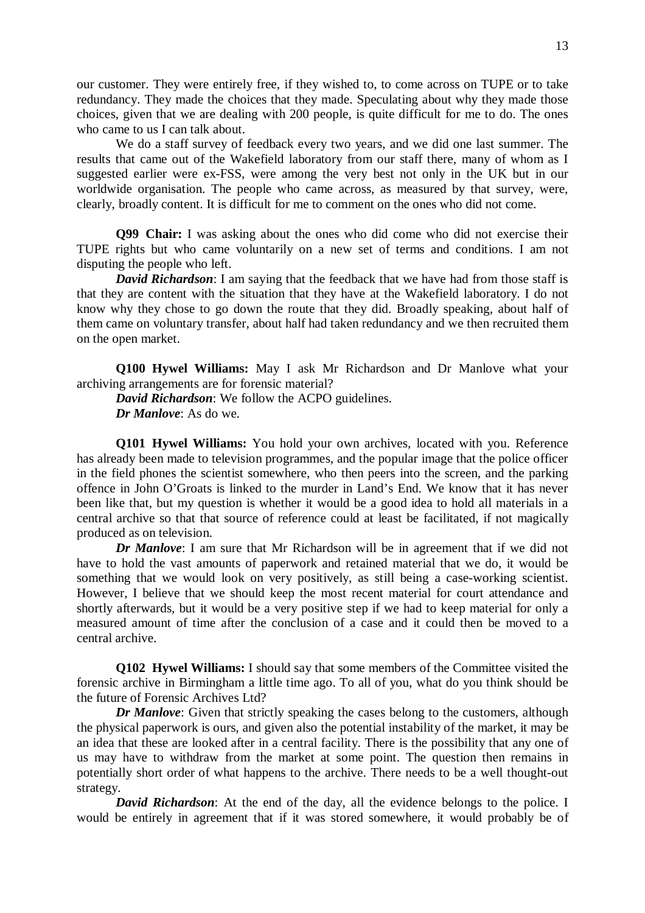our customer. They were entirely free, if they wished to, to come across on TUPE or to take redundancy. They made the choices that they made. Speculating about why they made those choices, given that we are dealing with 200 people, is quite difficult for me to do. The ones who came to us I can talk about.

We do a staff survey of feedback every two years, and we did one last summer. The results that came out of the Wakefield laboratory from our staff there, many of whom as I suggested earlier were ex-FSS, were among the very best not only in the UK but in our worldwide organisation. The people who came across, as measured by that survey, were, clearly, broadly content. It is difficult for me to comment on the ones who did not come.

**Q99 Chair:** I was asking about the ones who did come who did not exercise their TUPE rights but who came voluntarily on a new set of terms and conditions. I am not disputing the people who left.

***David Richardson***: I am saying that the feedback that we have had from those staff is that they are content with the situation that they have at the Wakefield laboratory. I do not know why they chose to go down the route that they did. Broadly speaking, about half of them came on voluntary transfer, about half had taken redundancy and we then recruited them on the open market.

**Q100 Hywel Williams:** May I ask Mr Richardson and Dr Manlove what your archiving arrangements are for forensic material?

***David Richardson***: We follow the ACPO guidelines.

***Dr Manlove***: As do we.

**Q101 Hywel Williams:** You hold your own archives, located with you. Reference has already been made to television programmes, and the popular image that the police officer in the field phones the scientist somewhere, who then peers into the screen, and the parking offence in John O'Groats is linked to the murder in Land's End. We know that it has never been like that, but my question is whether it would be a good idea to hold all materials in a central archive so that that source of reference could at least be facilitated, if not magically produced as on television.

***Dr Manlove***: I am sure that Mr Richardson will be in agreement that if we did not have to hold the vast amounts of paperwork and retained material that we do, it would be something that we would look on very positively, as still being a case-working scientist. However, I believe that we should keep the most recent material for court attendance and shortly afterwards, but it would be a very positive step if we had to keep material for only a measured amount of time after the conclusion of a case and it could then be moved to a central archive.

**Q102 Hywel Williams:** I should say that some members of the Committee visited the forensic archive in Birmingham a little time ago. To all of you, what do you think should be the future of Forensic Archives Ltd?

***Dr Manlove***: Given that strictly speaking the cases belong to the customers, although the physical paperwork is ours, and given also the potential instability of the market, it may be an idea that these are looked after in a central facility. There is the possibility that any one of us may have to withdraw from the market at some point. The question then remains in potentially short order of what happens to the archive. There needs to be a well thought-out strategy.

***David Richardson***: At the end of the day, all the evidence belongs to the police. I would be entirely in agreement that if it was stored somewhere, it would probably be of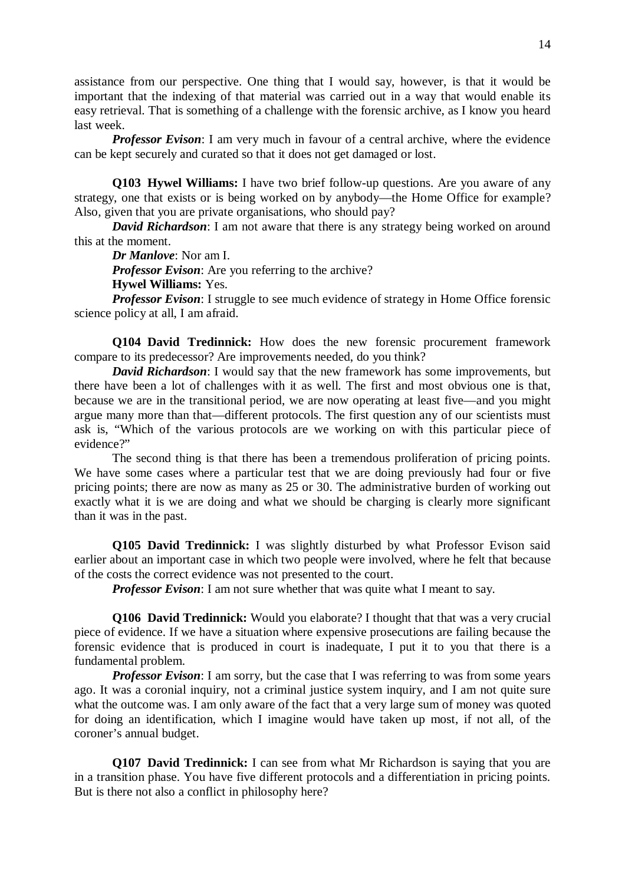assistance from our perspective. One thing that I would say, however, is that it would be important that the indexing of that material was carried out in a way that would enable its easy retrieval. That is something of a challenge with the forensic archive, as I know you heard last week.

***Professor Evison***: I am very much in favour of a central archive, where the evidence can be kept securely and curated so that it does not get damaged or lost.

**Q103 Hywel Williams:** I have two brief follow-up questions. Are you aware of any strategy, one that exists or is being worked on by anybody—the Home Office for example? Also, given that you are private organisations, who should pay?

***David Richardson***: I am not aware that there is any strategy being worked on around this at the moment.

***Dr Manlove***: Nor am I.

***Professor Evison***: Are you referring to the archive?

**Hywel Williams:** Yes.

***Professor Evison***: I struggle to see much evidence of strategy in Home Office forensic science policy at all, I am afraid.

**Q104 David Tredinnick:** How does the new forensic procurement framework compare to its predecessor? Are improvements needed, do you think?

***David Richardson***: I would say that the new framework has some improvements, but there have been a lot of challenges with it as well. The first and most obvious one is that, because we are in the transitional period, we are now operating at least five—and you might argue many more than that—different protocols. The first question any of our scientists must ask is, "Which of the various protocols are we working on with this particular piece of evidence?"

The second thing is that there has been a tremendous proliferation of pricing points. We have some cases where a particular test that we are doing previously had four or five pricing points; there are now as many as 25 or 30. The administrative burden of working out exactly what it is we are doing and what we should be charging is clearly more significant than it was in the past.

**Q105 David Tredinnick:** I was slightly disturbed by what Professor Evison said earlier about an important case in which two people were involved, where he felt that because of the costs the correct evidence was not presented to the court.

***Professor Evison***: I am not sure whether that was quite what I meant to say.

**Q106 David Tredinnick:** Would you elaborate? I thought that that was a very crucial piece of evidence. If we have a situation where expensive prosecutions are failing because the forensic evidence that is produced in court is inadequate, I put it to you that there is a fundamental problem.

***Professor Evison***: I am sorry, but the case that I was referring to was from some years ago. It was a coronial inquiry, not a criminal justice system inquiry, and I am not quite sure what the outcome was. I am only aware of the fact that a very large sum of money was quoted for doing an identification, which I imagine would have taken up most, if not all, of the coroner's annual budget.

**Q107 David Tredinnick:** I can see from what Mr Richardson is saying that you are in a transition phase. You have five different protocols and a differentiation in pricing points. But is there not also a conflict in philosophy here?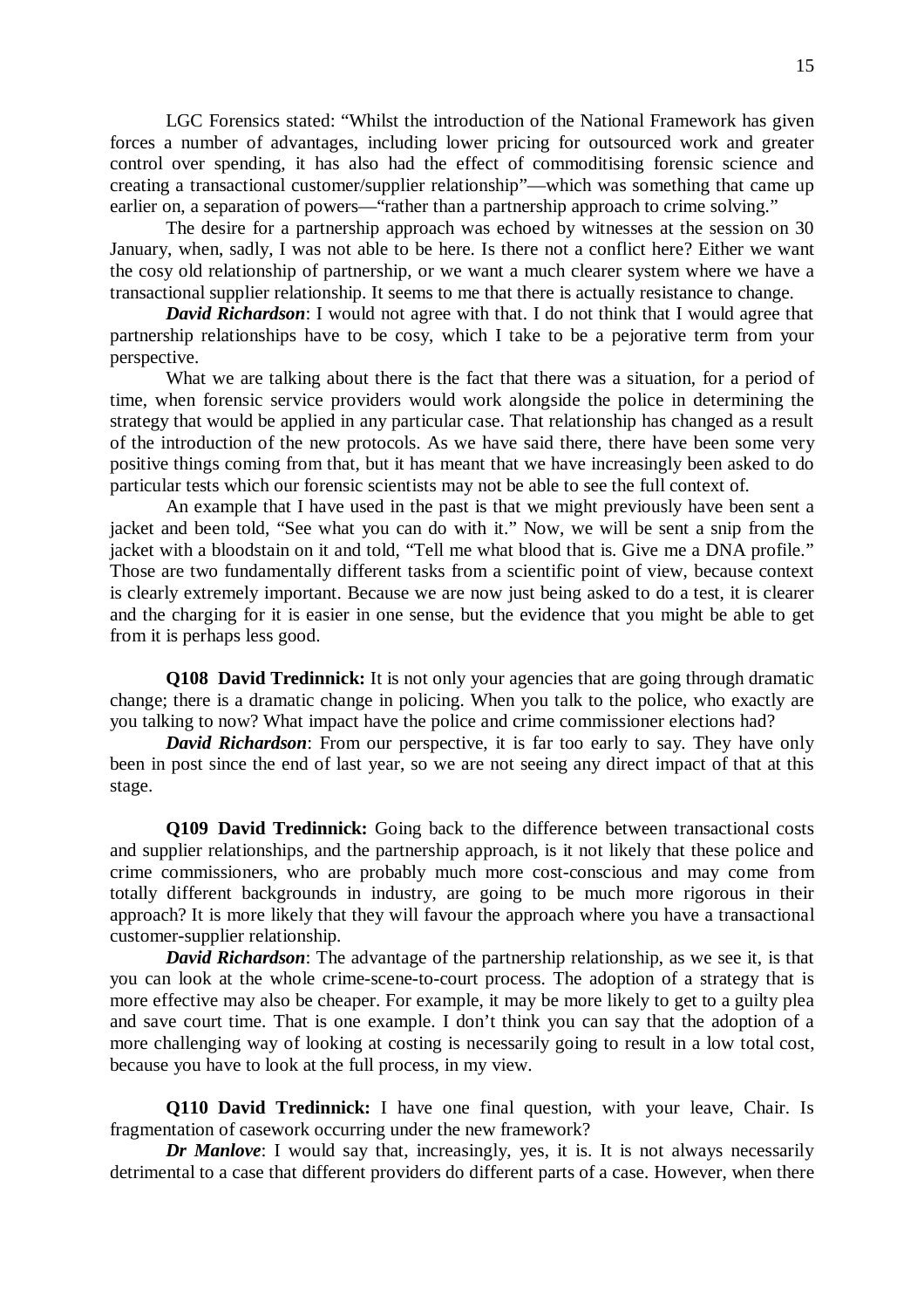LGC Forensics stated: "Whilst the introduction of the National Framework has given forces a number of advantages, including lower pricing for outsourced work and greater control over spending, it has also had the effect of commoditising forensic science and creating a transactional customer/supplier relationship"—which was something that came up earlier on, a separation of powers—"rather than a partnership approach to crime solving."

The desire for a partnership approach was echoed by witnesses at the session on 30 January, when, sadly, I was not able to be here. Is there not a conflict here? Either we want the cosy old relationship of partnership, or we want a much clearer system where we have a transactional supplier relationship. It seems to me that there is actually resistance to change.

***David Richardson***: I would not agree with that. I do not think that I would agree that partnership relationships have to be cosy, which I take to be a pejorative term from your perspective.

What we are talking about there is the fact that there was a situation, for a period of time, when forensic service providers would work alongside the police in determining the strategy that would be applied in any particular case. That relationship has changed as a result of the introduction of the new protocols. As we have said there, there have been some very positive things coming from that, but it has meant that we have increasingly been asked to do particular tests which our forensic scientists may not be able to see the full context of.

An example that I have used in the past is that we might previously have been sent a jacket and been told, "See what you can do with it." Now, we will be sent a snip from the jacket with a bloodstain on it and told, "Tell me what blood that is. Give me a DNA profile." Those are two fundamentally different tasks from a scientific point of view, because context is clearly extremely important. Because we are now just being asked to do a test, it is clearer and the charging for it is easier in one sense, but the evidence that you might be able to get from it is perhaps less good.

**Q108 David Tredinnick:** It is not only your agencies that are going through dramatic change; there is a dramatic change in policing. When you talk to the police, who exactly are you talking to now? What impact have the police and crime commissioner elections had?

***David Richardson***: From our perspective, it is far too early to say. They have only been in post since the end of last year, so we are not seeing any direct impact of that at this stage.

**Q109 David Tredinnick:** Going back to the difference between transactional costs and supplier relationships, and the partnership approach, is it not likely that these police and crime commissioners, who are probably much more cost-conscious and may come from totally different backgrounds in industry, are going to be much more rigorous in their approach? It is more likely that they will favour the approach where you have a transactional customer-supplier relationship.

***David Richardson***: The advantage of the partnership relationship, as we see it, is that you can look at the whole crime-scene-to-court process. The adoption of a strategy that is more effective may also be cheaper. For example, it may be more likely to get to a guilty plea and save court time. That is one example. I don't think you can say that the adoption of a more challenging way of looking at costing is necessarily going to result in a low total cost, because you have to look at the full process, in my view.

**Q110 David Tredinnick:** I have one final question, with your leave, Chair. Is fragmentation of casework occurring under the new framework?

***Dr Manlove***: I would say that, increasingly, yes, it is. It is not always necessarily detrimental to a case that different providers do different parts of a case. However, when there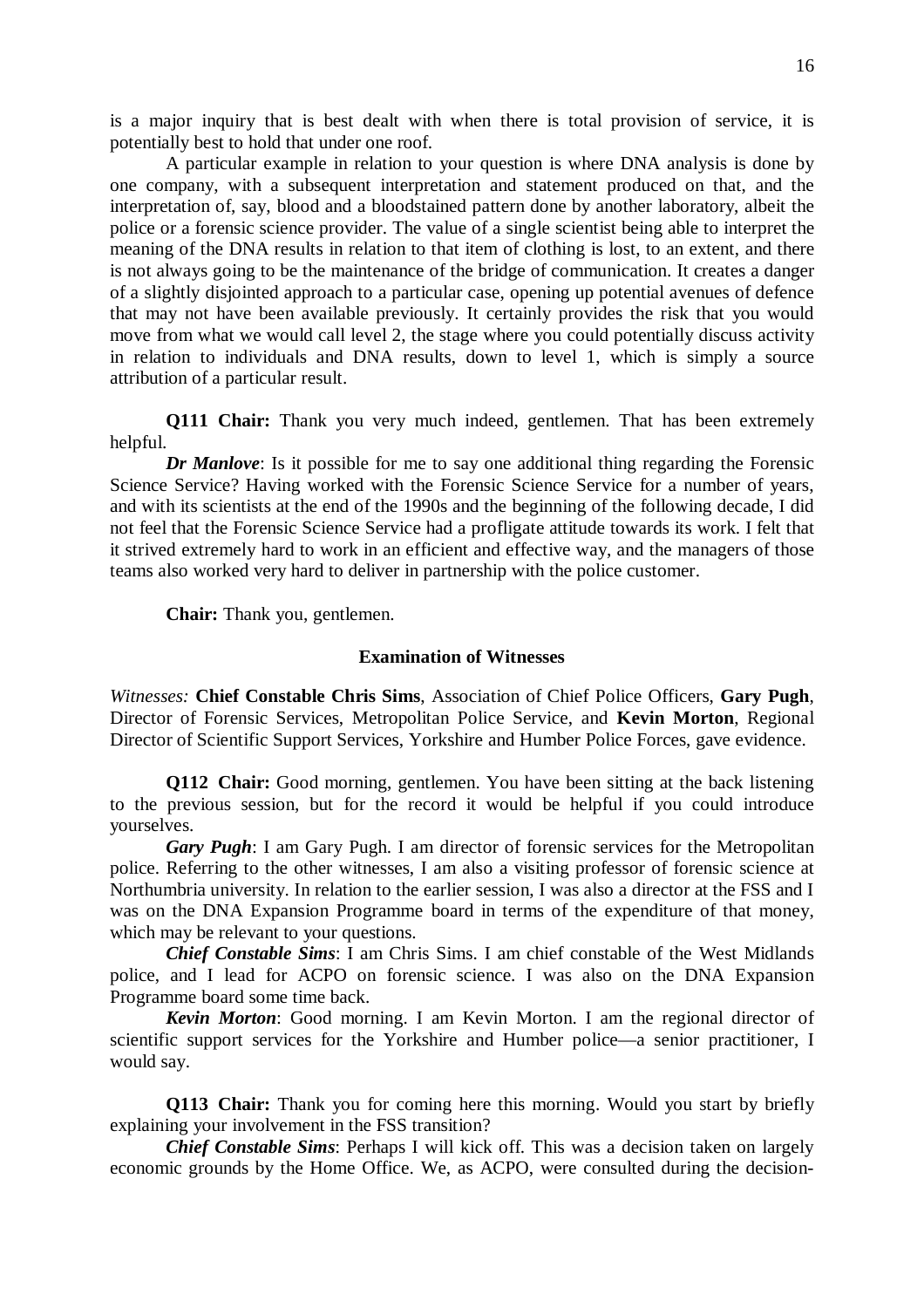is a major inquiry that is best dealt with when there is total provision of service, it is potentially best to hold that under one roof.

A particular example in relation to your question is where DNA analysis is done by one company, with a subsequent interpretation and statement produced on that, and the interpretation of, say, blood and a bloodstained pattern done by another laboratory, albeit the police or a forensic science provider. The value of a single scientist being able to interpret the meaning of the DNA results in relation to that item of clothing is lost, to an extent, and there is not always going to be the maintenance of the bridge of communication. It creates a danger of a slightly disjointed approach to a particular case, opening up potential avenues of defence that may not have been available previously. It certainly provides the risk that you would move from what we would call level 2, the stage where you could potentially discuss activity in relation to individuals and DNA results, down to level 1, which is simply a source attribution of a particular result.

**Q111 Chair:** Thank you very much indeed, gentlemen. That has been extremely helpful.

***Dr Manlove***: Is it possible for me to say one additional thing regarding the Forensic Science Service? Having worked with the Forensic Science Service for a number of years, and with its scientists at the end of the 1990s and the beginning of the following decade, I did not feel that the Forensic Science Service had a profligate attitude towards its work. I felt that it strived extremely hard to work in an efficient and effective way, and the managers of those teams also worked very hard to deliver in partnership with the police customer.

**Chair:** Thank you, gentlemen.

## Examination of Witnesses

*Witnesses:* **Chief Constable Chris Sims**, Association of Chief Police Officers, **Gary Pugh**, Director of Forensic Services, Metropolitan Police Service, and **Kevin Morton**, Regional Director of Scientific Support Services, Yorkshire and Humber Police Forces, gave evidence.

**Q112 Chair:** Good morning, gentlemen. You have been sitting at the back listening to the previous session, but for the record it would be helpful if you could introduce yourselves.

***Gary Pugh***: I am Gary Pugh. I am director of forensic services for the Metropolitan police. Referring to the other witnesses, I am also a visiting professor of forensic science at Northumbria university. In relation to the earlier session, I was also a director at the FSS and I was on the DNA Expansion Programme board in terms of the expenditure of that money, which may be relevant to your questions.

***Chief Constable Sims***: I am Chris Sims. I am chief constable of the West Midlands police, and I lead for ACPO on forensic science. I was also on the DNA Expansion Programme board some time back.

***Kevin Morton***: Good morning. I am Kevin Morton. I am the regional director of scientific support services for the Yorkshire and Humber police—a senior practitioner, I would say.

**Q113 Chair:** Thank you for coming here this morning. Would you start by briefly explaining your involvement in the FSS transition?

***Chief Constable Sims***: Perhaps I will kick off. This was a decision taken on largely economic grounds by the Home Office. We, as ACPO, were consulted during the decision-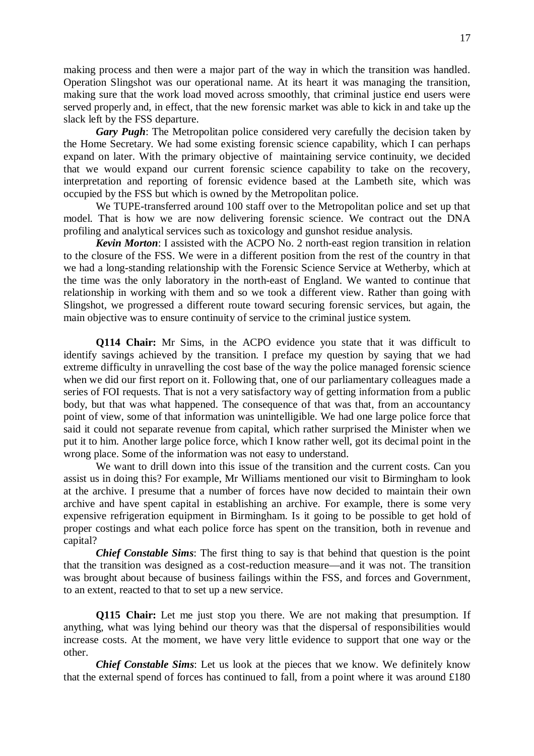making process and then were a major part of the way in which the transition was handled. Operation Slingshot was our operational name. At its heart it was managing the transition, making sure that the work load moved across smoothly, that criminal justice end users were served properly and, in effect, that the new forensic market was able to kick in and take up the slack left by the FSS departure.

***Gary Pugh***: The Metropolitan police considered very carefully the decision taken by the Home Secretary. We had some existing forensic science capability, which I can perhaps expand on later. With the primary objective of maintaining service continuity, we decided that we would expand our current forensic science capability to take on the recovery, interpretation and reporting of forensic evidence based at the Lambeth site, which was occupied by the FSS but which is owned by the Metropolitan police.

We TUPE-transferred around 100 staff over to the Metropolitan police and set up that model. That is how we are now delivering forensic science. We contract out the DNA profiling and analytical services such as toxicology and gunshot residue analysis.

***Kevin Morton***: I assisted with the ACPO No. 2 north-east region transition in relation to the closure of the FSS. We were in a different position from the rest of the country in that we had a long-standing relationship with the Forensic Science Service at Wetherby, which at the time was the only laboratory in the north-east of England. We wanted to continue that relationship in working with them and so we took a different view. Rather than going with Slingshot, we progressed a different route toward securing forensic services, but again, the main objective was to ensure continuity of service to the criminal justice system.

**Q114 Chair:** Mr Sims, in the ACPO evidence you state that it was difficult to identify savings achieved by the transition. I preface my question by saying that we had extreme difficulty in unravelling the cost base of the way the police managed forensic science when we did our first report on it. Following that, one of our parliamentary colleagues made a series of FOI requests. That is not a very satisfactory way of getting information from a public body, but that was what happened. The consequence of that was that, from an accountancy point of view, some of that information was unintelligible. We had one large police force that said it could not separate revenue from capital, which rather surprised the Minister when we put it to him. Another large police force, which I know rather well, got its decimal point in the wrong place. Some of the information was not easy to understand.

We want to drill down into this issue of the transition and the current costs. Can you assist us in doing this? For example, Mr Williams mentioned our visit to Birmingham to look at the archive. I presume that a number of forces have now decided to maintain their own archive and have spent capital in establishing an archive. For example, there is some very expensive refrigeration equipment in Birmingham. Is it going to be possible to get hold of proper costings and what each police force has spent on the transition, both in revenue and capital?

***Chief Constable Sims***: The first thing to say is that behind that question is the point that the transition was designed as a cost-reduction measure—and it was not. The transition was brought about because of business failings within the FSS, and forces and Government, to an extent, reacted to that to set up a new service.

**Q115 Chair:** Let me just stop you there. We are not making that presumption. If anything, what was lying behind our theory was that the dispersal of responsibilities would increase costs. At the moment, we have very little evidence to support that one way or the other.

***Chief Constable Sims***: Let us look at the pieces that we know. We definitely know that the external spend of forces has continued to fall, from a point where it was around £180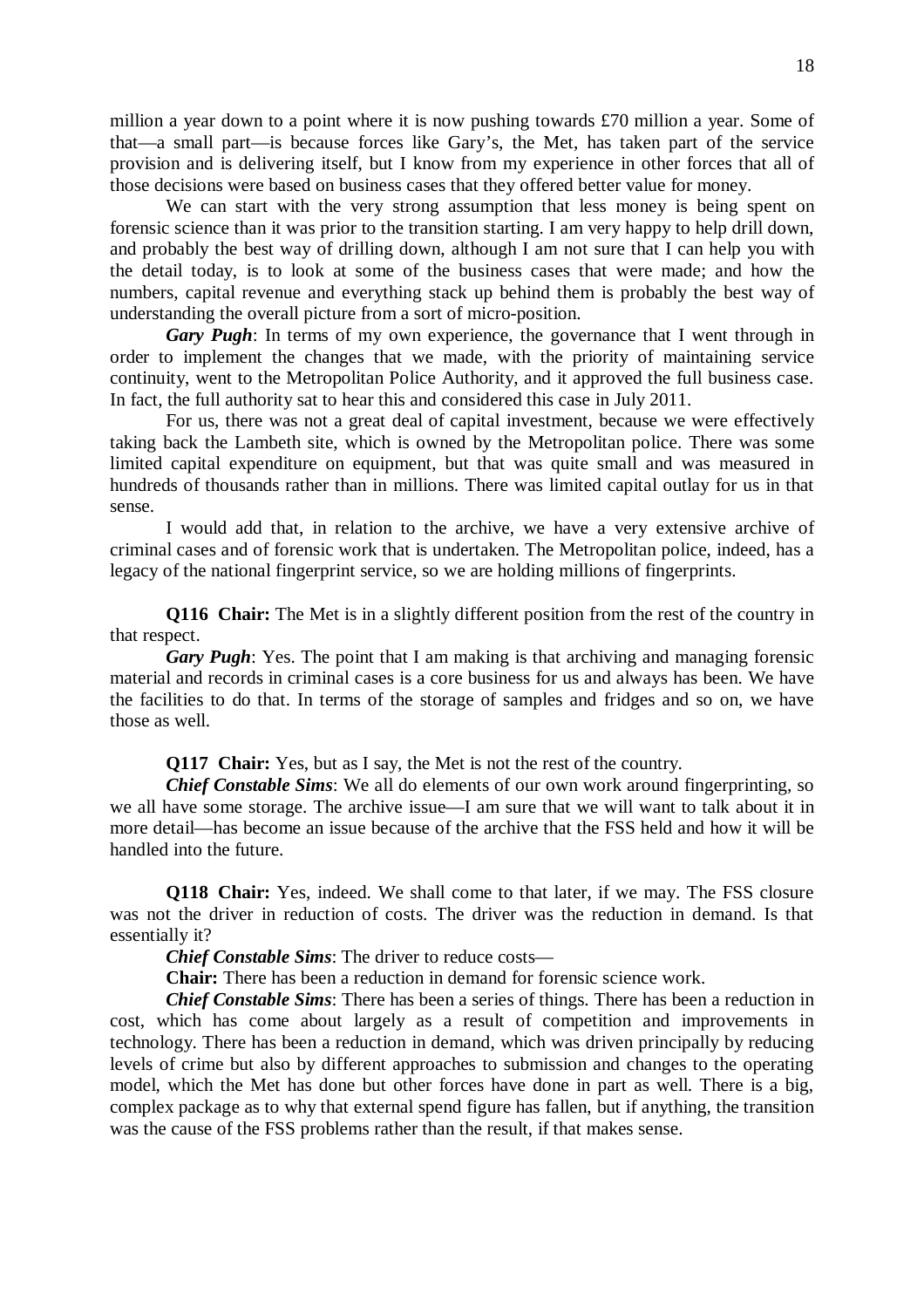million a year down to a point where it is now pushing towards £70 million a year. Some of that—a small part—is because forces like Gary's, the Met, has taken part of the service provision and is delivering itself, but I know from my experience in other forces that all of those decisions were based on business cases that they offered better value for money.

We can start with the very strong assumption that less money is being spent on forensic science than it was prior to the transition starting. I am very happy to help drill down, and probably the best way of drilling down, although I am not sure that I can help you with the detail today, is to look at some of the business cases that were made; and how the numbers, capital revenue and everything stack up behind them is probably the best way of understanding the overall picture from a sort of micro-position.

***Gary Pugh***: In terms of my own experience, the governance that I went through in order to implement the changes that we made, with the priority of maintaining service continuity, went to the Metropolitan Police Authority, and it approved the full business case. In fact, the full authority sat to hear this and considered this case in July 2011.

For us, there was not a great deal of capital investment, because we were effectively taking back the Lambeth site, which is owned by the Metropolitan police. There was some limited capital expenditure on equipment, but that was quite small and was measured in hundreds of thousands rather than in millions. There was limited capital outlay for us in that sense.

I would add that, in relation to the archive, we have a very extensive archive of criminal cases and of forensic work that is undertaken. The Metropolitan police, indeed, has a legacy of the national fingerprint service, so we are holding millions of fingerprints.

**Q116 Chair:** The Met is in a slightly different position from the rest of the country in that respect.

***Gary Pugh***: Yes. The point that I am making is that archiving and managing forensic material and records in criminal cases is a core business for us and always has been. We have the facilities to do that. In terms of the storage of samples and fridges and so on, we have those as well.

**Q117 Chair:** Yes, but as I say, the Met is not the rest of the country.

***Chief Constable Sims***: We all do elements of our own work around fingerprinting, so we all have some storage. The archive issue—I am sure that we will want to talk about it in more detail—has become an issue because of the archive that the FSS held and how it will be handled into the future.

**Q118 Chair:** Yes, indeed. We shall come to that later, if we may. The FSS closure was not the driver in reduction of costs. The driver was the reduction in demand. Is that essentially it?

***Chief Constable Sims***: The driver to reduce costs—

**Chair:** There has been a reduction in demand for forensic science work.

***Chief Constable Sims***: There has been a series of things. There has been a reduction in cost, which has come about largely as a result of competition and improvements in technology. There has been a reduction in demand, which was driven principally by reducing levels of crime but also by different approaches to submission and changes to the operating model, which the Met has done but other forces have done in part as well. There is a big, complex package as to why that external spend figure has fallen, but if anything, the transition was the cause of the FSS problems rather than the result, if that makes sense.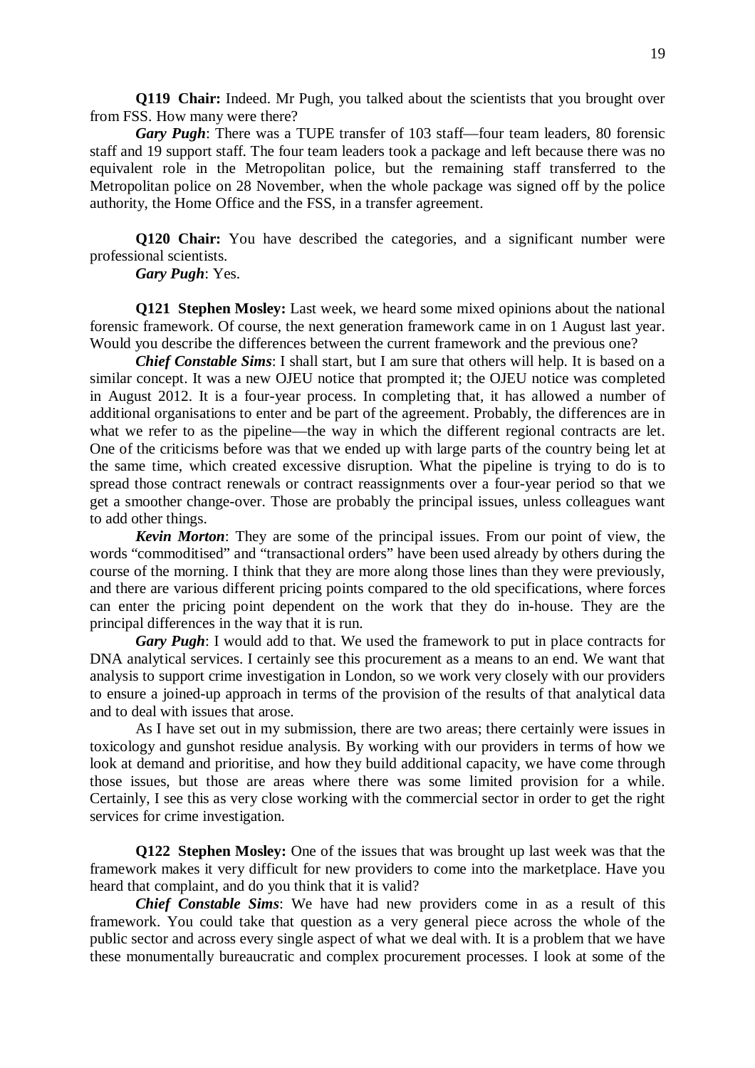**Q119 Chair:** Indeed. Mr Pugh, you talked about the scientists that you brought over from FSS. How many were there?

***Gary Pugh***: There was a TUPE transfer of 103 staff—four team leaders, 80 forensic staff and 19 support staff. The four team leaders took a package and left because there was no equivalent role in the Metropolitan police, but the remaining staff transferred to the Metropolitan police on 28 November, when the whole package was signed off by the police authority, the Home Office and the FSS, in a transfer agreement.

**Q120 Chair:** You have described the categories, and a significant number were professional scientists.

***Gary Pugh***: Yes.

**Q121 Stephen Mosley:** Last week, we heard some mixed opinions about the national forensic framework. Of course, the next generation framework came in on 1 August last year. Would you describe the differences between the current framework and the previous one?

***Chief Constable Sims***: I shall start, but I am sure that others will help. It is based on a similar concept. It was a new OJEU notice that prompted it; the OJEU notice was completed in August 2012. It is a four-year process. In completing that, it has allowed a number of additional organisations to enter and be part of the agreement. Probably, the differences are in what we refer to as the pipeline—the way in which the different regional contracts are let. One of the criticisms before was that we ended up with large parts of the country being let at the same time, which created excessive disruption. What the pipeline is trying to do is to spread those contract renewals or contract reassignments over a four-year period so that we get a smoother change-over. Those are probably the principal issues, unless colleagues want to add other things.

***Kevin Morton***: They are some of the principal issues. From our point of view, the words "commoditised" and "transactional orders" have been used already by others during the course of the morning. I think that they are more along those lines than they were previously, and there are various different pricing points compared to the old specifications, where forces can enter the pricing point dependent on the work that they do in-house. They are the principal differences in the way that it is run.

***Gary Pugh***: I would add to that. We used the framework to put in place contracts for DNA analytical services. I certainly see this procurement as a means to an end. We want that analysis to support crime investigation in London, so we work very closely with our providers to ensure a joined-up approach in terms of the provision of the results of that analytical data and to deal with issues that arose.

As I have set out in my submission, there are two areas; there certainly were issues in toxicology and gunshot residue analysis. By working with our providers in terms of how we look at demand and prioritise, and how they build additional capacity, we have come through those issues, but those are areas where there was some limited provision for a while. Certainly, I see this as very close working with the commercial sector in order to get the right services for crime investigation.

**Q122 Stephen Mosley:** One of the issues that was brought up last week was that the framework makes it very difficult for new providers to come into the marketplace. Have you heard that complaint, and do you think that it is valid?

***Chief Constable Sims***: We have had new providers come in as a result of this framework. You could take that question as a very general piece across the whole of the public sector and across every single aspect of what we deal with. It is a problem that we have these monumentally bureaucratic and complex procurement processes. I look at some of the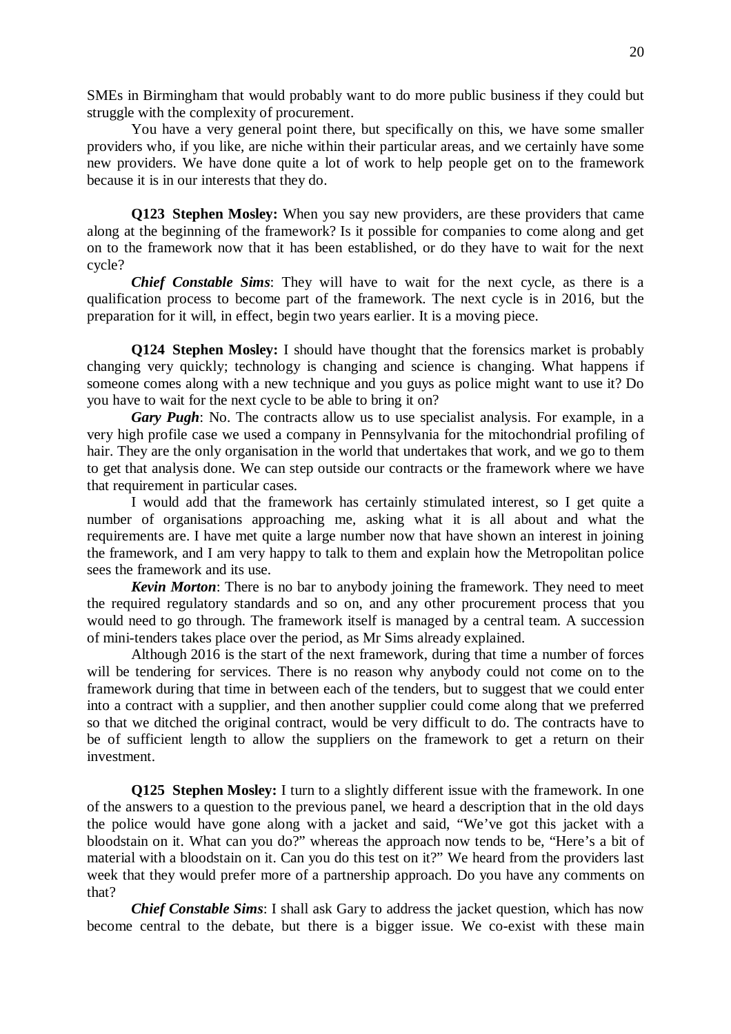SMEs in Birmingham that would probably want to do more public business if they could but struggle with the complexity of procurement.

You have a very general point there, but specifically on this, we have some smaller providers who, if you like, are niche within their particular areas, and we certainly have some new providers. We have done quite a lot of work to help people get on to the framework because it is in our interests that they do.

**Q123 Stephen Mosley:** When you say new providers, are these providers that came along at the beginning of the framework? Is it possible for companies to come along and get on to the framework now that it has been established, or do they have to wait for the next cycle?

***Chief Constable Sims***: They will have to wait for the next cycle, as there is a qualification process to become part of the framework. The next cycle is in 2016, but the preparation for it will, in effect, begin two years earlier. It is a moving piece.

**Q124 Stephen Mosley:** I should have thought that the forensics market is probably changing very quickly; technology is changing and science is changing. What happens if someone comes along with a new technique and you guys as police might want to use it? Do you have to wait for the next cycle to be able to bring it on?

***Gary Pugh***: No. The contracts allow us to use specialist analysis. For example, in a very high profile case we used a company in Pennsylvania for the mitochondrial profiling of hair. They are the only organisation in the world that undertakes that work, and we go to them to get that analysis done. We can step outside our contracts or the framework where we have that requirement in particular cases.

I would add that the framework has certainly stimulated interest, so I get quite a number of organisations approaching me, asking what it is all about and what the requirements are. I have met quite a large number now that have shown an interest in joining the framework, and I am very happy to talk to them and explain how the Metropolitan police sees the framework and its use.

***Kevin Morton***: There is no bar to anybody joining the framework. They need to meet the required regulatory standards and so on, and any other procurement process that you would need to go through. The framework itself is managed by a central team. A succession of mini-tenders takes place over the period, as Mr Sims already explained.

Although 2016 is the start of the next framework, during that time a number of forces will be tendering for services. There is no reason why anybody could not come on to the framework during that time in between each of the tenders, but to suggest that we could enter into a contract with a supplier, and then another supplier could come along that we preferred so that we ditched the original contract, would be very difficult to do. The contracts have to be of sufficient length to allow the suppliers on the framework to get a return on their investment.

**Q125 Stephen Mosley:** I turn to a slightly different issue with the framework. In one of the answers to a question to the previous panel, we heard a description that in the old days the police would have gone along with a jacket and said, "We've got this jacket with a bloodstain on it. What can you do?" whereas the approach now tends to be, "Here's a bit of material with a bloodstain on it. Can you do this test on it?" We heard from the providers last week that they would prefer more of a partnership approach. Do you have any comments on that?

***Chief Constable Sims***: I shall ask Gary to address the jacket question, which has now become central to the debate, but there is a bigger issue. We co-exist with these main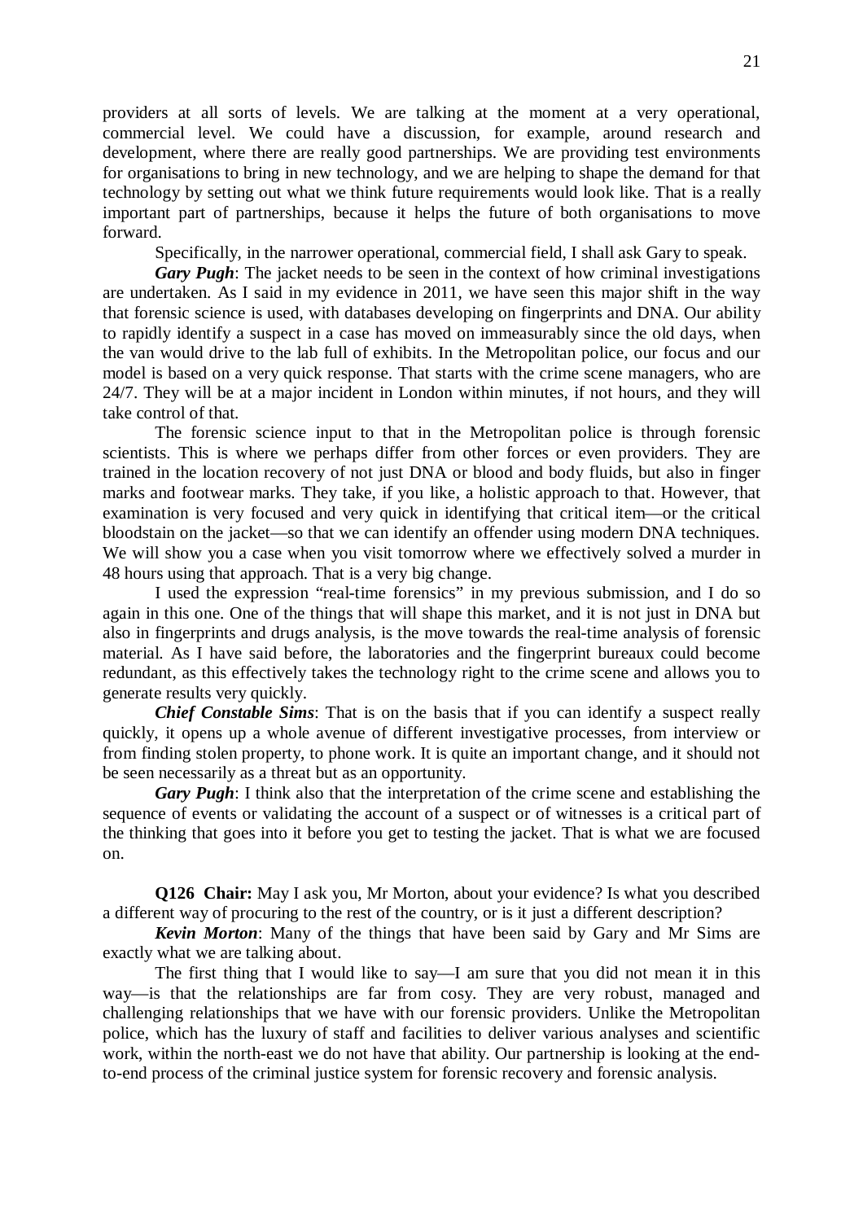providers at all sorts of levels. We are talking at the moment at a very operational, commercial level. We could have a discussion, for example, around research and development, where there are really good partnerships. We are providing test environments for organisations to bring in new technology, and we are helping to shape the demand for that technology by setting out what we think future requirements would look like. That is a really important part of partnerships, because it helps the future of both organisations to move forward.

Specifically, in the narrower operational, commercial field, I shall ask Gary to speak.

***Gary Pugh***: The jacket needs to be seen in the context of how criminal investigations are undertaken. As I said in my evidence in 2011, we have seen this major shift in the way that forensic science is used, with databases developing on fingerprints and DNA. Our ability to rapidly identify a suspect in a case has moved on immeasurably since the old days, when the van would drive to the lab full of exhibits. In the Metropolitan police, our focus and our model is based on a very quick response. That starts with the crime scene managers, who are 24/7. They will be at a major incident in London within minutes, if not hours, and they will take control of that.

The forensic science input to that in the Metropolitan police is through forensic scientists. This is where we perhaps differ from other forces or even providers. They are trained in the location recovery of not just DNA or blood and body fluids, but also in finger marks and footwear marks. They take, if you like, a holistic approach to that. However, that examination is very focused and very quick in identifying that critical item—or the critical bloodstain on the jacket—so that we can identify an offender using modern DNA techniques. We will show you a case when you visit tomorrow where we effectively solved a murder in 48 hours using that approach. That is a very big change.

I used the expression "real-time forensics" in my previous submission, and I do so again in this one. One of the things that will shape this market, and it is not just in DNA but also in fingerprints and drugs analysis, is the move towards the real-time analysis of forensic material. As I have said before, the laboratories and the fingerprint bureaux could become redundant, as this effectively takes the technology right to the crime scene and allows you to generate results very quickly.

***Chief Constable Sims***: That is on the basis that if you can identify a suspect really quickly, it opens up a whole avenue of different investigative processes, from interview or from finding stolen property, to phone work. It is quite an important change, and it should not be seen necessarily as a threat but as an opportunity.

***Gary Pugh***: I think also that the interpretation of the crime scene and establishing the sequence of events or validating the account of a suspect or of witnesses is a critical part of the thinking that goes into it before you get to testing the jacket. That is what we are focused on.

**Q126 Chair:** May I ask you, Mr Morton, about your evidence? Is what you described a different way of procuring to the rest of the country, or is it just a different description?

***Kevin Morton***: Many of the things that have been said by Gary and Mr Sims are exactly what we are talking about.

The first thing that I would like to say—I am sure that you did not mean it in this way—is that the relationships are far from cosy. They are very robust, managed and challenging relationships that we have with our forensic providers. Unlike the Metropolitan police, which has the luxury of staff and facilities to deliver various analyses and scientific work, within the north-east we do not have that ability. Our partnership is looking at the end-to-end process of the criminal justice system for forensic recovery and forensic analysis.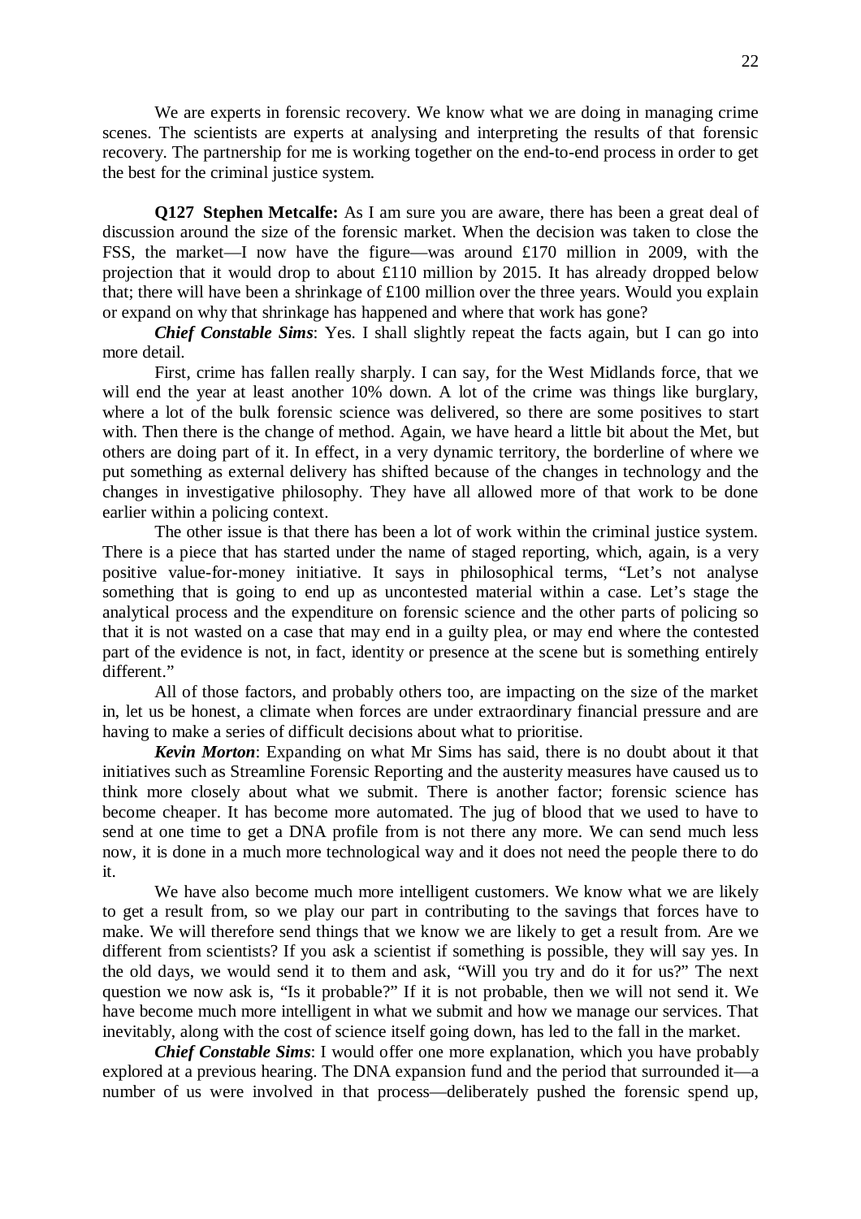We are experts in forensic recovery. We know what we are doing in managing crime scenes. The scientists are experts at analysing and interpreting the results of that forensic recovery. The partnership for me is working together on the end-to-end process in order to get the best for the criminal justice system.

**Q127 Stephen Metcalfe:** As I am sure you are aware, there has been a great deal of discussion around the size of the forensic market. When the decision was taken to close the FSS, the market—I now have the figure—was around £170 million in 2009, with the projection that it would drop to about £110 million by 2015. It has already dropped below that; there will have been a shrinkage of £100 million over the three years. Would you explain or expand on why that shrinkage has happened and where that work has gone?

***Chief Constable Sims***: Yes. I shall slightly repeat the facts again, but I can go into more detail.

First, crime has fallen really sharply. I can say, for the West Midlands force, that we will end the year at least another 10% down. A lot of the crime was things like burglary, where a lot of the bulk forensic science was delivered, so there are some positives to start with. Then there is the change of method. Again, we have heard a little bit about the Met, but others are doing part of it. In effect, in a very dynamic territory, the borderline of where we put something as external delivery has shifted because of the changes in technology and the changes in investigative philosophy. They have all allowed more of that work to be done earlier within a policing context.

The other issue is that there has been a lot of work within the criminal justice system. There is a piece that has started under the name of staged reporting, which, again, is a very positive value-for-money initiative. It says in philosophical terms, "Let's not analyse something that is going to end up as uncontested material within a case. Let's stage the analytical process and the expenditure on forensic science and the other parts of policing so that it is not wasted on a case that may end in a guilty plea, or may end where the contested part of the evidence is not, in fact, identity or presence at the scene but is something entirely different."

All of those factors, and probably others too, are impacting on the size of the market in, let us be honest, a climate when forces are under extraordinary financial pressure and are having to make a series of difficult decisions about what to prioritise.

***Kevin Morton***: Expanding on what Mr Sims has said, there is no doubt about it that initiatives such as Streamline Forensic Reporting and the austerity measures have caused us to think more closely about what we submit. There is another factor; forensic science has become cheaper. It has become more automated. The jug of blood that we used to have to send at one time to get a DNA profile from is not there any more. We can send much less now, it is done in a much more technological way and it does not need the people there to do it.

We have also become much more intelligent customers. We know what we are likely to get a result from, so we play our part in contributing to the savings that forces have to make. We will therefore send things that we know we are likely to get a result from. Are we different from scientists? If you ask a scientist if something is possible, they will say yes. In the old days, we would send it to them and ask, "Will you try and do it for us?" The next question we now ask is, "Is it probable?" If it is not probable, then we will not send it. We have become much more intelligent in what we submit and how we manage our services. That inevitably, along with the cost of science itself going down, has led to the fall in the market.

***Chief Constable Sims***: I would offer one more explanation, which you have probably explored at a previous hearing. The DNA expansion fund and the period that surrounded it—a number of us were involved in that process—deliberately pushed the forensic spend up,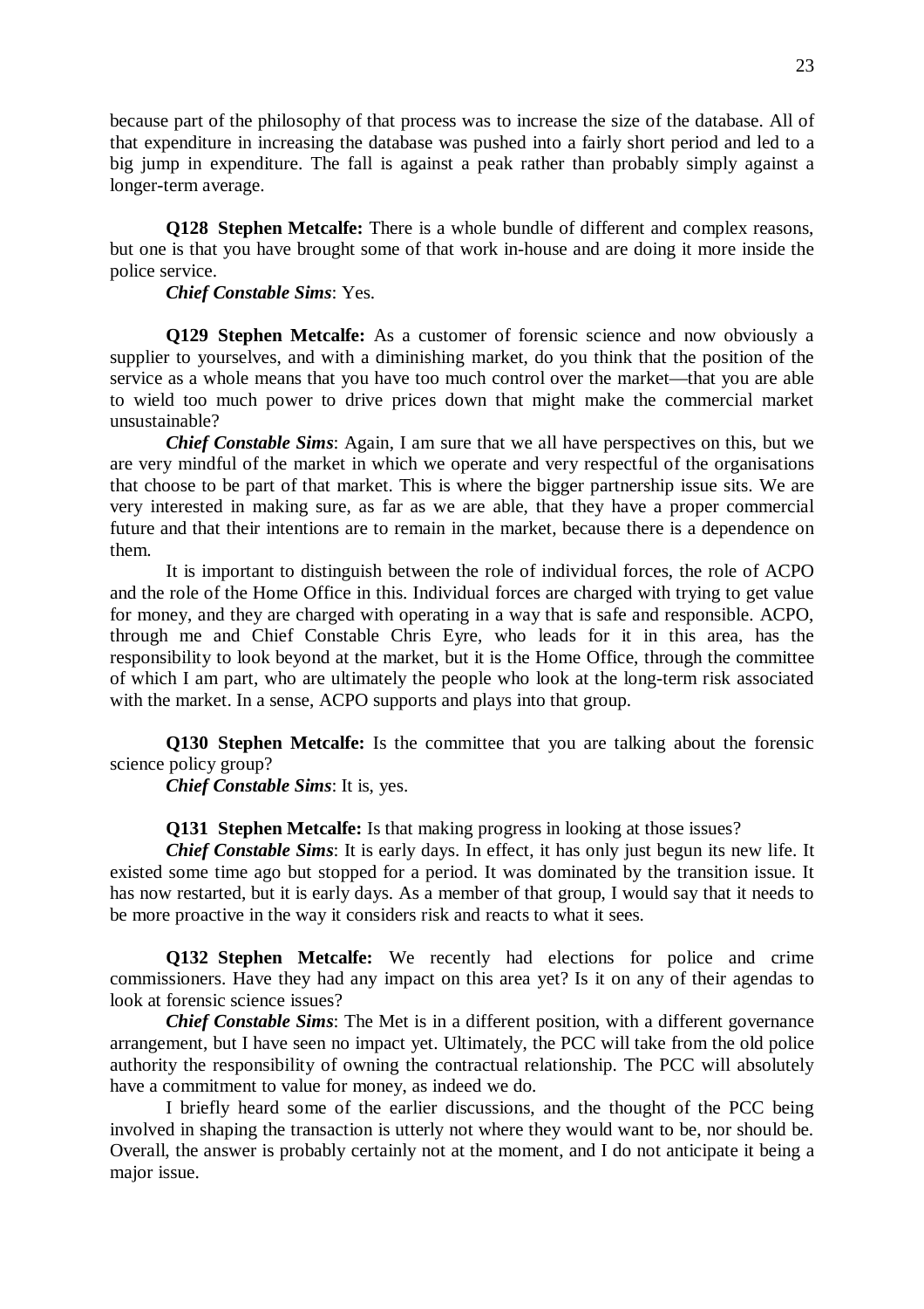because part of the philosophy of that process was to increase the size of the database. All of that expenditure in increasing the database was pushed into a fairly short period and led to a big jump in expenditure. The fall is against a peak rather than probably simply against a longer-term average.

**Q128 Stephen Metcalfe:** There is a whole bundle of different and complex reasons, but one is that you have brought some of that work in-house and are doing it more inside the police service.

***Chief Constable Sims***: Yes.

**Q129 Stephen Metcalfe:** As a customer of forensic science and now obviously a supplier to yourselves, and with a diminishing market, do you think that the position of the service as a whole means that you have too much control over the market—that you are able to wield too much power to drive prices down that might make the commercial market unsustainable?

***Chief Constable Sims***: Again, I am sure that we all have perspectives on this, but we are very mindful of the market in which we operate and very respectful of the organisations that choose to be part of that market. This is where the bigger partnership issue sits. We are very interested in making sure, as far as we are able, that they have a proper commercial future and that their intentions are to remain in the market, because there is a dependence on them.

It is important to distinguish between the role of individual forces, the role of ACPO and the role of the Home Office in this. Individual forces are charged with trying to get value for money, and they are charged with operating in a way that is safe and responsible. ACPO, through me and Chief Constable Chris Eyre, who leads for it in this area, has the responsibility to look beyond at the market, but it is the Home Office, through the committee of which I am part, who are ultimately the people who look at the long-term risk associated with the market. In a sense, ACPO supports and plays into that group.

**Q130 Stephen Metcalfe:** Is the committee that you are talking about the forensic science policy group?

***Chief Constable Sims***: It is, yes.

**Q131 Stephen Metcalfe:** Is that making progress in looking at those issues?

***Chief Constable Sims***: It is early days. In effect, it has only just begun its new life. It existed some time ago but stopped for a period. It was dominated by the transition issue. It has now restarted, but it is early days. As a member of that group, I would say that it needs to be more proactive in the way it considers risk and reacts to what it sees.

**Q132 Stephen Metcalfe:** We recently had elections for police and crime commissioners. Have they had any impact on this area yet? Is it on any of their agendas to look at forensic science issues?

***Chief Constable Sims***: The Met is in a different position, with a different governance arrangement, but I have seen no impact yet. Ultimately, the PCC will take from the old police authority the responsibility of owning the contractual relationship. The PCC will absolutely have a commitment to value for money, as indeed we do.

I briefly heard some of the earlier discussions, and the thought of the PCC being involved in shaping the transaction is utterly not where they would want to be, nor should be. Overall, the answer is probably certainly not at the moment, and I do not anticipate it being a major issue.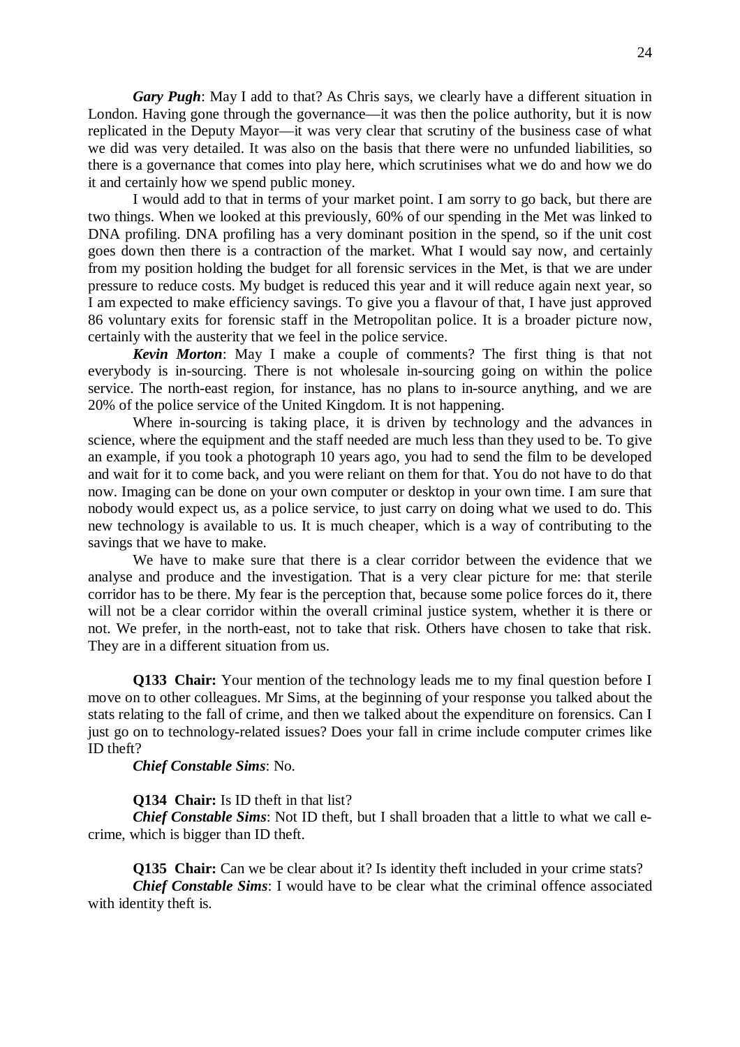***Gary Pugh***: May I add to that? As Chris says, we clearly have a different situation in London. Having gone through the governance—it was then the police authority, but it is now replicated in the Deputy Mayor—it was very clear that scrutiny of the business case of what we did was very detailed. It was also on the basis that there were no unfunded liabilities, so there is a governance that comes into play here, which scrutinises what we do and how we do it and certainly how we spend public money.

I would add to that in terms of your market point. I am sorry to go back, but there are two things. When we looked at this previously, 60% of our spending in the Met was linked to DNA profiling. DNA profiling has a very dominant position in the spend, so if the unit cost goes down then there is a contraction of the market. What I would say now, and certainly from my position holding the budget for all forensic services in the Met, is that we are under pressure to reduce costs. My budget is reduced this year and it will reduce again next year, so I am expected to make efficiency savings. To give you a flavour of that, I have just approved 86 voluntary exits for forensic staff in the Metropolitan police. It is a broader picture now, certainly with the austerity that we feel in the police service.

***Kevin Morton***: May I make a couple of comments? The first thing is that not everybody is in-sourcing. There is not wholesale in-sourcing going on within the police service. The north-east region, for instance, has no plans to in-source anything, and we are 20% of the police service of the United Kingdom. It is not happening.

Where in-sourcing is taking place, it is driven by technology and the advances in science, where the equipment and the staff needed are much less than they used to be. To give an example, if you took a photograph 10 years ago, you had to send the film to be developed and wait for it to come back, and you were reliant on them for that. You do not have to do that now. Imaging can be done on your own computer or desktop in your own time. I am sure that nobody would expect us, as a police service, to just carry on doing what we used to do. This new technology is available to us. It is much cheaper, which is a way of contributing to the savings that we have to make.

We have to make sure that there is a clear corridor between the evidence that we analyse and produce and the investigation. That is a very clear picture for me: that sterile corridor has to be there. My fear is the perception that, because some police forces do it, there will not be a clear corridor within the overall criminal justice system, whether it is there or not. We prefer, in the north-east, not to take that risk. Others have chosen to take that risk. They are in a different situation from us.

**Q133 Chair:** Your mention of the technology leads me to my final question before I move on to other colleagues. Mr Sims, at the beginning of your response you talked about the stats relating to the fall of crime, and then we talked about the expenditure on forensics. Can I just go on to technology-related issues? Does your fall in crime include computer crimes like ID theft?

***Chief Constable Sims***: No.

**Q134 Chair:** Is ID theft in that list?

***Chief Constable Sims***: Not ID theft, but I shall broaden that a little to what we call e-crime, which is bigger than ID theft.

**Q135 Chair:** Can we be clear about it? Is identity theft included in your crime stats?

***Chief Constable Sims***: I would have to be clear what the criminal offence associated with identity theft is.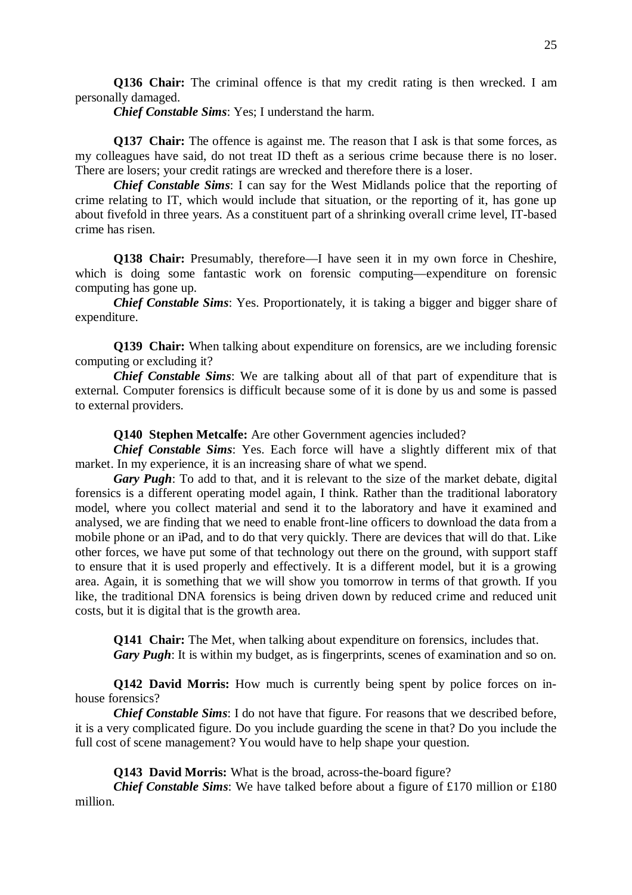**Q136 Chair:** The criminal offence is that my credit rating is then wrecked. I am personally damaged.

***Chief Constable Sims***: Yes; I understand the harm.

**Q137 Chair:** The offence is against me. The reason that I ask is that some forces, as my colleagues have said, do not treat ID theft as a serious crime because there is no loser. There are losers; your credit ratings are wrecked and therefore there is a loser.

***Chief Constable Sims***: I can say for the West Midlands police that the reporting of crime relating to IT, which would include that situation, or the reporting of it, has gone up about fivefold in three years. As a constituent part of a shrinking overall crime level, IT-based crime has risen.

**Q138 Chair:** Presumably, therefore—I have seen it in my own force in Cheshire, which is doing some fantastic work on forensic computing—expenditure on forensic computing has gone up.

***Chief Constable Sims***: Yes. Proportionately, it is taking a bigger and bigger share of expenditure.

**Q139 Chair:** When talking about expenditure on forensics, are we including forensic computing or excluding it?

***Chief Constable Sims***: We are talking about all of that part of expenditure that is external. Computer forensics is difficult because some of it is done by us and some is passed to external providers.

**Q140 Stephen Metcalfe:** Are other Government agencies included?

***Chief Constable Sims***: Yes. Each force will have a slightly different mix of that market. In my experience, it is an increasing share of what we spend.

***Gary Pugh***: To add to that, and it is relevant to the size of the market debate, digital forensics is a different operating model again, I think. Rather than the traditional laboratory model, where you collect material and send it to the laboratory and have it examined and analysed, we are finding that we need to enable front-line officers to download the data from a mobile phone or an iPad, and to do that very quickly. There are devices that will do that. Like other forces, we have put some of that technology out there on the ground, with support staff to ensure that it is used properly and effectively. It is a different model, but it is a growing area. Again, it is something that we will show you tomorrow in terms of that growth. If you like, the traditional DNA forensics is being driven down by reduced crime and reduced unit costs, but it is digital that is the growth area.

**Q141 Chair:** The Met, when talking about expenditure on forensics, includes that.

***Gary Pugh***: It is within my budget, as is fingerprints, scenes of examination and so on.

**Q142 David Morris:** How much is currently being spent by police forces on in-house forensics?

***Chief Constable Sims***: I do not have that figure. For reasons that we described before, it is a very complicated figure. Do you include guarding the scene in that? Do you include the full cost of scene management? You would have to help shape your question.

**Q143 David Morris:** What is the broad, across-the-board figure?

***Chief Constable Sims***: We have talked before about a figure of £170 million or £180 million.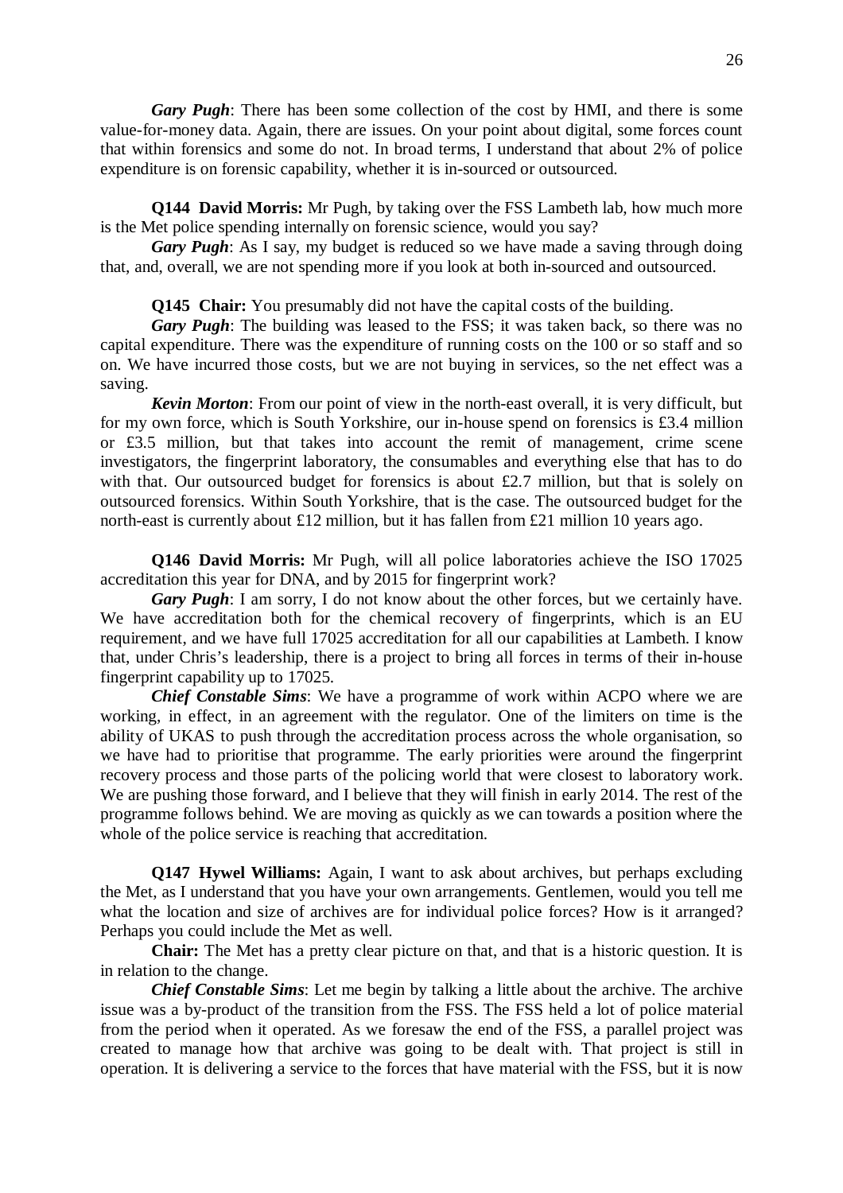***Gary Pugh***: There has been some collection of the cost by HMI, and there is some value-for-money data. Again, there are issues. On your point about digital, some forces count that within forensics and some do not. In broad terms, I understand that about 2% of police expenditure is on forensic capability, whether it is in-sourced or outsourced.

**Q144 David Morris:** Mr Pugh, by taking over the FSS Lambeth lab, how much more is the Met police spending internally on forensic science, would you say?

***Gary Pugh***: As I say, my budget is reduced so we have made a saving through doing that, and, overall, we are not spending more if you look at both in-sourced and outsourced.

**Q145 Chair:** You presumably did not have the capital costs of the building.

***Gary Pugh***: The building was leased to the FSS; it was taken back, so there was no capital expenditure. There was the expenditure of running costs on the 100 or so staff and so on. We have incurred those costs, but we are not buying in services, so the net effect was a saving.

***Kevin Morton***: From our point of view in the north-east overall, it is very difficult, but for my own force, which is South Yorkshire, our in-house spend on forensics is £3.4 million or £3.5 million, but that takes into account the remit of management, crime scene investigators, the fingerprint laboratory, the consumables and everything else that has to do with that. Our outsourced budget for forensics is about £2.7 million, but that is solely on outsourced forensics. Within South Yorkshire, that is the case. The outsourced budget for the north-east is currently about £12 million, but it has fallen from £21 million 10 years ago.

**Q146 David Morris:** Mr Pugh, will all police laboratories achieve the ISO 17025 accreditation this year for DNA, and by 2015 for fingerprint work?

***Gary Pugh***: I am sorry, I do not know about the other forces, but we certainly have. We have accreditation both for the chemical recovery of fingerprints, which is an EU requirement, and we have full 17025 accreditation for all our capabilities at Lambeth. I know that, under Chris's leadership, there is a project to bring all forces in terms of their in-house fingerprint capability up to 17025.

***Chief Constable Sims***: We have a programme of work within ACPO where we are working, in effect, in an agreement with the regulator. One of the limiters on time is the ability of UKAS to push through the accreditation process across the whole organisation, so we have had to prioritise that programme. The early priorities were around the fingerprint recovery process and those parts of the policing world that were closest to laboratory work. We are pushing those forward, and I believe that they will finish in early 2014. The rest of the programme follows behind. We are moving as quickly as we can towards a position where the whole of the police service is reaching that accreditation.

**Q147 Hywel Williams:** Again, I want to ask about archives, but perhaps excluding the Met, as I understand that you have your own arrangements. Gentlemen, would you tell me what the location and size of archives are for individual police forces? How is it arranged? Perhaps you could include the Met as well.

**Chair:** The Met has a pretty clear picture on that, and that is a historic question. It is in relation to the change.

***Chief Constable Sims***: Let me begin by talking a little about the archive. The archive issue was a by-product of the transition from the FSS. The FSS held a lot of police material from the period when it operated. As we foresaw the end of the FSS, a parallel project was created to manage how that archive was going to be dealt with. That project is still in operation. It is delivering a service to the forces that have material with the FSS, but it is now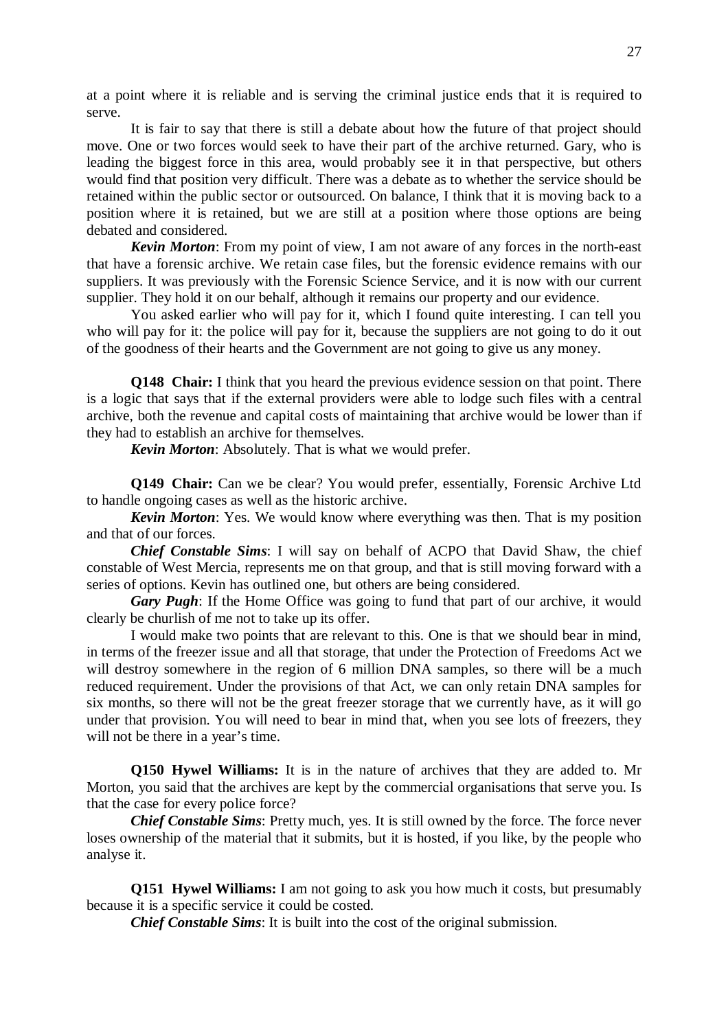at a point where it is reliable and is serving the criminal justice ends that it is required to serve.

It is fair to say that there is still a debate about how the future of that project should move. One or two forces would seek to have their part of the archive returned. Gary, who is leading the biggest force in this area, would probably see it in that perspective, but others would find that position very difficult. There was a debate as to whether the service should be retained within the public sector or outsourced. On balance, I think that it is moving back to a position where it is retained, but we are still at a position where those options are being debated and considered.

***Kevin Morton***: From my point of view, I am not aware of any forces in the north-east that have a forensic archive. We retain case files, but the forensic evidence remains with our suppliers. It was previously with the Forensic Science Service, and it is now with our current supplier. They hold it on our behalf, although it remains our property and our evidence.

You asked earlier who will pay for it, which I found quite interesting. I can tell you who will pay for it: the police will pay for it, because the suppliers are not going to do it out of the goodness of their hearts and the Government are not going to give us any money.

**Q148 Chair:** I think that you heard the previous evidence session on that point. There is a logic that says that if the external providers were able to lodge such files with a central archive, both the revenue and capital costs of maintaining that archive would be lower than if they had to establish an archive for themselves.

***Kevin Morton***: Absolutely. That is what we would prefer.

**Q149 Chair:** Can we be clear? You would prefer, essentially, Forensic Archive Ltd to handle ongoing cases as well as the historic archive.

***Kevin Morton***: Yes. We would know where everything was then. That is my position and that of our forces.

***Chief Constable Sims***: I will say on behalf of ACPO that David Shaw, the chief constable of West Mercia, represents me on that group, and that is still moving forward with a series of options. Kevin has outlined one, but others are being considered.

***Gary Pugh***: If the Home Office was going to fund that part of our archive, it would clearly be churlish of me not to take up its offer.

I would make two points that are relevant to this. One is that we should bear in mind, in terms of the freezer issue and all that storage, that under the Protection of Freedoms Act we will destroy somewhere in the region of 6 million DNA samples, so there will be a much reduced requirement. Under the provisions of that Act, we can only retain DNA samples for six months, so there will not be the great freezer storage that we currently have, as it will go under that provision. You will need to bear in mind that, when you see lots of freezers, they will not be there in a year's time.

**Q150 Hywel Williams:** It is in the nature of archives that they are added to. Mr Morton, you said that the archives are kept by the commercial organisations that serve you. Is that the case for every police force?

***Chief Constable Sims***: Pretty much, yes. It is still owned by the force. The force never loses ownership of the material that it submits, but it is hosted, if you like, by the people who analyse it.

**Q151 Hywel Williams:** I am not going to ask you how much it costs, but presumably because it is a specific service it could be costed.

***Chief Constable Sims***: It is built into the cost of the original submission.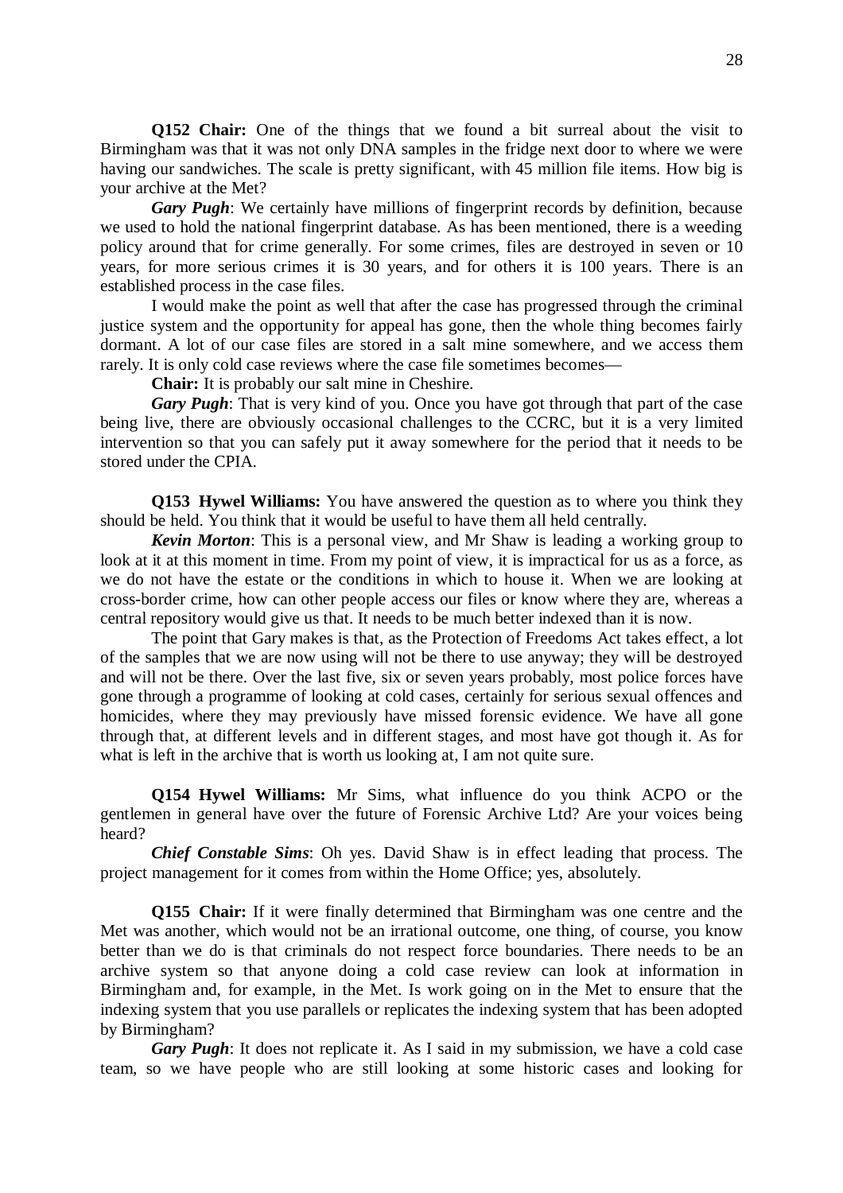**Q152 Chair:** One of the things that we found a bit surreal about the visit to Birmingham was that it was not only DNA samples in the fridge next door to where we were having our sandwiches. The scale is pretty significant, with 45 million file items. How big is your archive at the Met?

***Gary Pugh***: We certainly have millions of fingerprint records by definition, because we used to hold the national fingerprint database. As has been mentioned, there is a weeding policy around that for crime generally. For some crimes, files are destroyed in seven or 10 years, for more serious crimes it is 30 years, and for others it is 100 years. There is an established process in the case files.

I would make the point as well that after the case has progressed through the criminal justice system and the opportunity for appeal has gone, then the whole thing becomes fairly dormant. A lot of our case files are stored in a salt mine somewhere, and we access them rarely. It is only cold case reviews where the case file sometimes becomes—

**Chair:** It is probably our salt mine in Cheshire.

***Gary Pugh***: That is very kind of you. Once you have got through that part of the case being live, there are obviously occasional challenges to the CCRC, but it is a very limited intervention so that you can safely put it away somewhere for the period that it needs to be stored under the CPIA.

**Q153 Hywel Williams:** You have answered the question as to where you think they should be held. You think that it would be useful to have them all held centrally.

***Kevin Morton***: This is a personal view, and Mr Shaw is leading a working group to look at it at this moment in time. From my point of view, it is impractical for us as a force, as we do not have the estate or the conditions in which to house it. When we are looking at cross-border crime, how can other people access our files or know where they are, whereas a central repository would give us that. It needs to be much better indexed than it is now.

The point that Gary makes is that, as the Protection of Freedoms Act takes effect, a lot of the samples that we are now using will not be there to use anyway; they will be destroyed and will not be there. Over the last five, six or seven years probably, most police forces have gone through a programme of looking at cold cases, certainly for serious sexual offences and homicides, where they may previously have missed forensic evidence. We have all gone through that, at different levels and in different stages, and most have got though it. As for what is left in the archive that is worth us looking at, I am not quite sure.

**Q154 Hywel Williams:** Mr Sims, what influence do you think ACPO or the gentlemen in general have over the future of Forensic Archive Ltd? Are your voices being heard?

***Chief Constable Sims***: Oh yes. David Shaw is in effect leading that process. The project management for it comes from within the Home Office; yes, absolutely.

**Q155 Chair:** If it were finally determined that Birmingham was one centre and the Met was another, which would not be an irrational outcome, one thing, of course, you know better than we do is that criminals do not respect force boundaries. There needs to be an archive system so that anyone doing a cold case review can look at information in Birmingham and, for example, in the Met. Is work going on in the Met to ensure that the indexing system that you use parallels or replicates the indexing system that has been adopted by Birmingham?

***Gary Pugh***: It does not replicate it. As I said in my submission, we have a cold case team, so we have people who are still looking at some historic cases and looking for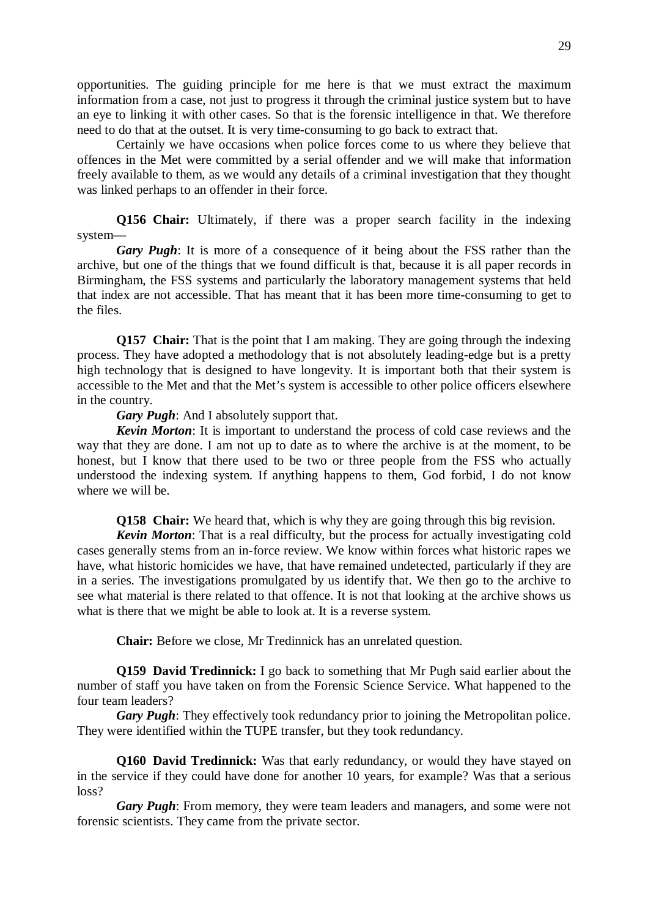opportunities. The guiding principle for me here is that we must extract the maximum information from a case, not just to progress it through the criminal justice system but to have an eye to linking it with other cases. So that is the forensic intelligence in that. We therefore need to do that at the outset. It is very time-consuming to go back to extract that.

Certainly we have occasions when police forces come to us where they believe that offences in the Met were committed by a serial offender and we will make that information freely available to them, as we would any details of a criminal investigation that they thought was linked perhaps to an offender in their force.

**Q156 Chair:** Ultimately, if there was a proper search facility in the indexing system—

***Gary Pugh***: It is more of a consequence of it being about the FSS rather than the archive, but one of the things that we found difficult is that, because it is all paper records in Birmingham, the FSS systems and particularly the laboratory management systems that held that index are not accessible. That has meant that it has been more time-consuming to get to the files.

**Q157 Chair:** That is the point that I am making. They are going through the indexing process. They have adopted a methodology that is not absolutely leading-edge but is a pretty high technology that is designed to have longevity. It is important both that their system is accessible to the Met and that the Met's system is accessible to other police officers elsewhere in the country.

***Gary Pugh***: And I absolutely support that.

***Kevin Morton***: It is important to understand the process of cold case reviews and the way that they are done. I am not up to date as to where the archive is at the moment, to be honest, but I know that there used to be two or three people from the FSS who actually understood the indexing system. If anything happens to them, God forbid, I do not know where we will be.

**Q158 Chair:** We heard that, which is why they are going through this big revision.

***Kevin Morton***: That is a real difficulty, but the process for actually investigating cold cases generally stems from an in-force review. We know within forces what historic rapes we have, what historic homicides we have, that have remained undetected, particularly if they are in a series. The investigations promulgated by us identify that. We then go to the archive to see what material is there related to that offence. It is not that looking at the archive shows us what is there that we might be able to look at. It is a reverse system.

**Chair:** Before we close, Mr Tredinnick has an unrelated question.

**Q159 David Tredinnick:** I go back to something that Mr Pugh said earlier about the number of staff you have taken on from the Forensic Science Service. What happened to the four team leaders?

***Gary Pugh***: They effectively took redundancy prior to joining the Metropolitan police. They were identified within the TUPE transfer, but they took redundancy.

**Q160 David Tredinnick:** Was that early redundancy, or would they have stayed on in the service if they could have done for another 10 years, for example? Was that a serious loss?

***Gary Pugh***: From memory, they were team leaders and managers, and some were not forensic scientists. They came from the private sector.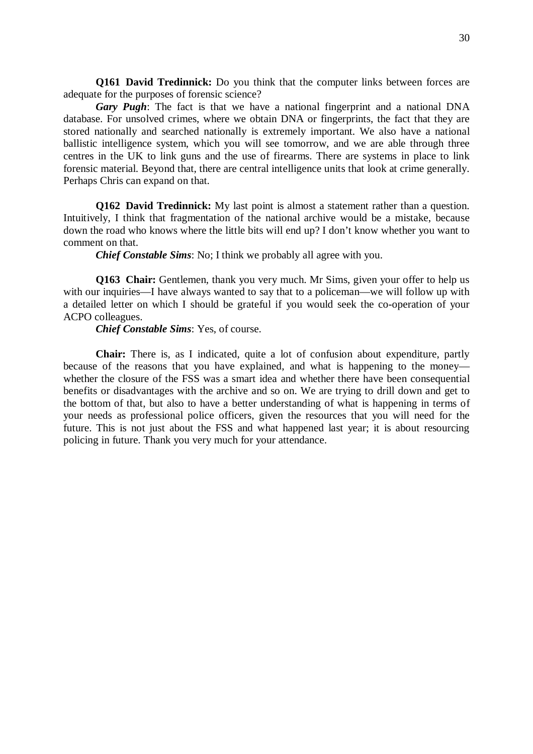**Q161 David Tredinnick:** Do you think that the computer links between forces are adequate for the purposes of forensic science?

***Gary Pugh***: The fact is that we have a national fingerprint and a national DNA database. For unsolved crimes, where we obtain DNA or fingerprints, the fact that they are stored nationally and searched nationally is extremely important. We also have a national ballistic intelligence system, which you will see tomorrow, and we are able through three centres in the UK to link guns and the use of firearms. There are systems in place to link forensic material. Beyond that, there are central intelligence units that look at crime generally. Perhaps Chris can expand on that.

**Q162 David Tredinnick:** My last point is almost a statement rather than a question. Intuitively, I think that fragmentation of the national archive would be a mistake, because down the road who knows where the little bits will end up? I don't know whether you want to comment on that.

***Chief Constable Sims***: No; I think we probably all agree with you.

**Q163 Chair:** Gentlemen, thank you very much. Mr Sims, given your offer to help us with our inquiries—I have always wanted to say that to a policeman—we will follow up with a detailed letter on which I should be grateful if you would seek the co-operation of your ACPO colleagues.

***Chief Constable Sims***: Yes, of course.

**Chair:** There is, as I indicated, quite a lot of confusion about expenditure, partly because of the reasons that you have explained, and what is happening to the money—whether the closure of the FSS was a smart idea and whether there have been consequential benefits or disadvantages with the archive and so on. We are trying to drill down and get to the bottom of that, but also to have a better understanding of what is happening in terms of your needs as professional police officers, given the resources that you will need for the future. This is not just about the FSS and what happened last year; it is about resourcing policing in future. Thank you very much for your attendance.